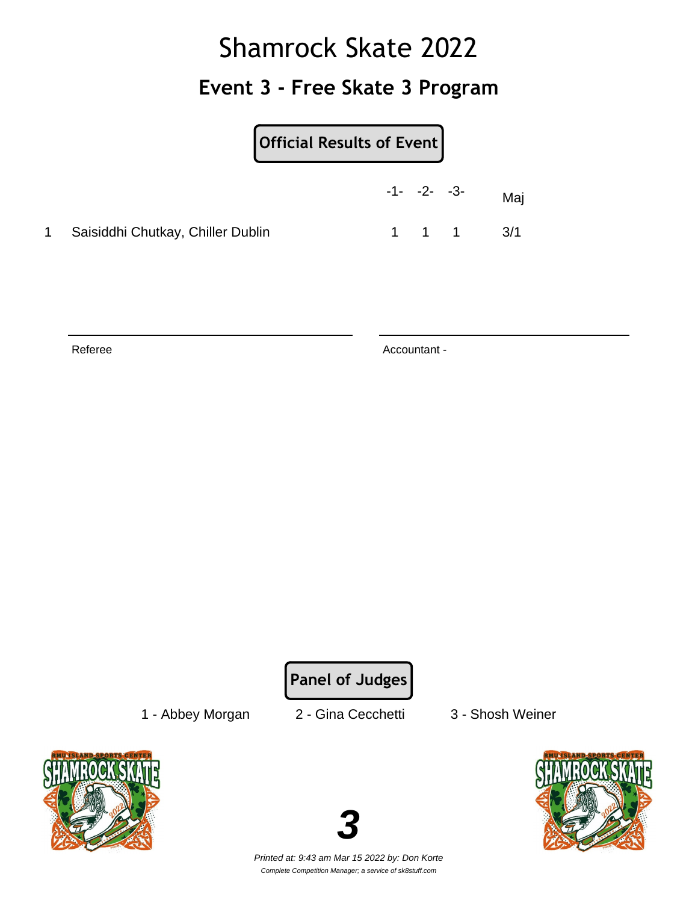# Shamrock Skate 2022

## Event 3 - Free Skate 3 Program

**Official Results of Event**

| | | -1- | -2- | -3- | Maj |
|---|---|---|---|---|---|
| 1 | Saisiddhi Chutkay, Chiller Dublin | 1 | 1 | 1 | 3/1 |

Referee

Accountant -

**Panel of Judges**

1 - Abbey Morgan    2 - Gina Cecchetti    3 - Shosh Weiner

***3***

*Printed at: 9:43 am Mar 15 2022 by: Don Korte*

*Complete Competition Manager; a service of sk8stuff.com*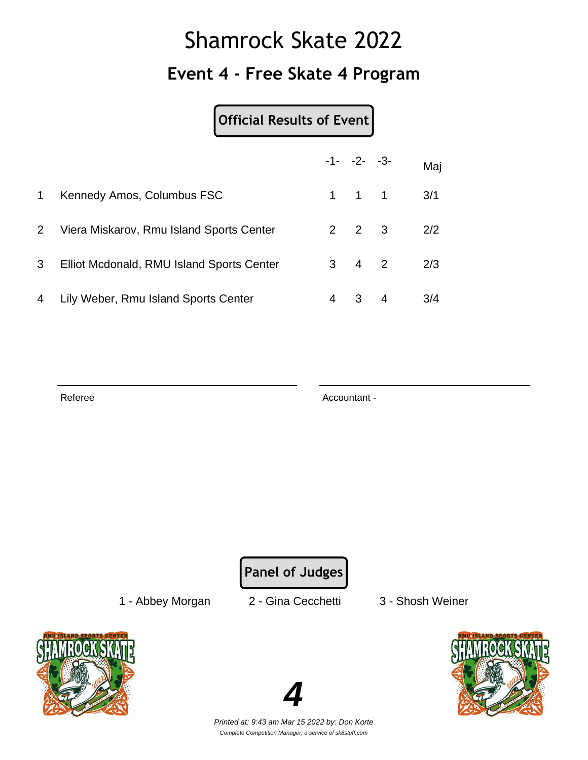# Shamrock Skate 2022

## Event 4 - Free Skate 4 Program

**Official Results of Event**

| | | -1- | -2- | -3- | Maj |
|---|---|---|---|---|---|
| 1 | Kennedy Amos, Columbus FSC | 1 | 1 | 1 | 3/1 |
| 2 | Viera Miskarov, Rmu Island Sports Center | 2 | 2 | 3 | 2/2 |
| 3 | Elliot Mcdonald, RMU Island Sports Center | 3 | 4 | 2 | 2/3 |
| 4 | Lily Weber, Rmu Island Sports Center | 4 | 3 | 4 | 3/4 |

Referee

Accountant -

**Panel of Judges**

1 - Abbey Morgan    2 - Gina Cecchetti    3 - Shosh Weiner

*Printed at: 9:43 am Mar 15 2022 by: Don Korte*

*Complete Competition Manager; a service of sk8stuff.com*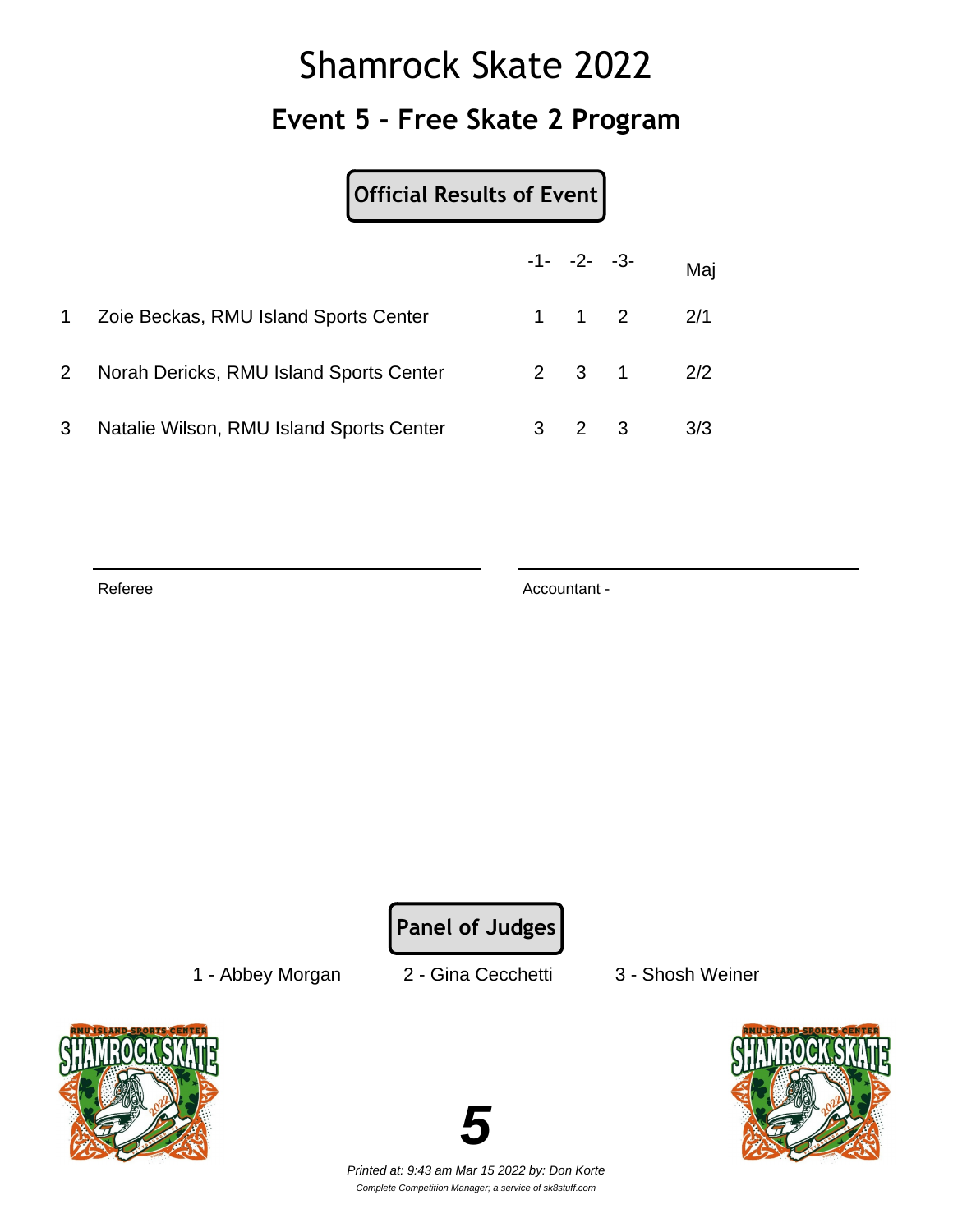# Shamrock Skate 2022

## Event 5 - Free Skate 2 Program

**Official Results of Event**

| | | -1- | -2- | -3- | Maj |
|---|---|---|---|---|---|
| 1 | Zoie Beckas, RMU Island Sports Center | 1 | 1 | 2 | 2/1 |
| 2 | Norah Dericks, RMU Island Sports Center | 2 | 3 | 1 | 2/2 |
| 3 | Natalie Wilson, RMU Island Sports Center | 3 | 2 | 3 | 3/3 |

Referee

Accountant -

**Panel of Judges**

1 - Abbey Morgan    2 - Gina Cecchetti    3 - Shosh Weiner

**5**

*Printed at: 9:43 am Mar 15 2022 by: Don Korte*

*Complete Competition Manager; a service of sk8stuff.com*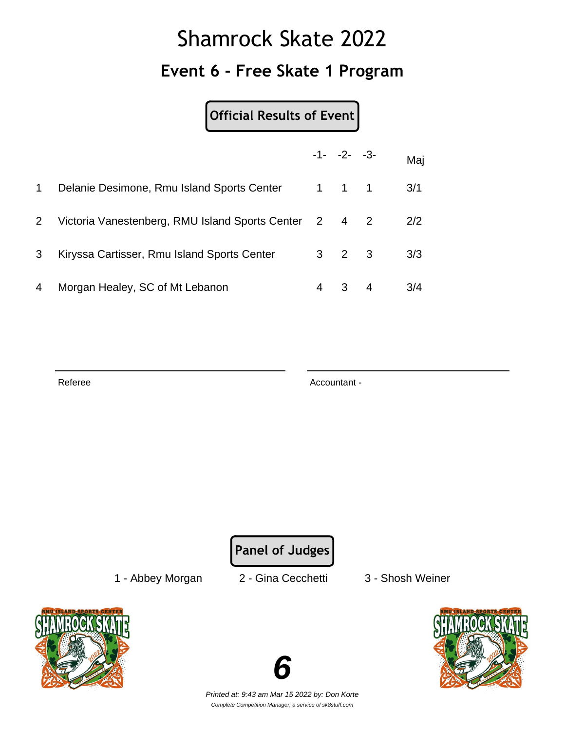# Shamrock Skate 2022

## Event 6 - Free Skate 1 Program

**Official Results of Event**

| | | -1- | -2- | -3- | Maj |
|---|---|---|---|---|---|
| 1 | Delanie Desimone, Rmu Island Sports Center | 1 | 1 | 1 | 3/1 |
| 2 | Victoria Vanestenberg, RMU Island Sports Center | 2 | 4 | 2 | 2/2 |
| 3 | Kiryssa Cartisser, Rmu Island Sports Center | 3 | 2 | 3 | 3/3 |
| 4 | Morgan Healey, SC of Mt Lebanon | 4 | 3 | 4 | 3/4 |

Referee

Accountant -

**Panel of Judges**

1 - Abbey Morgan    2 - Gina Cecchetti    3 - Shosh Weiner

**6**

*Printed at: 9:43 am Mar 15 2022 by: Don Korte*

*Complete Competition Manager; a service of sk8stuff.com*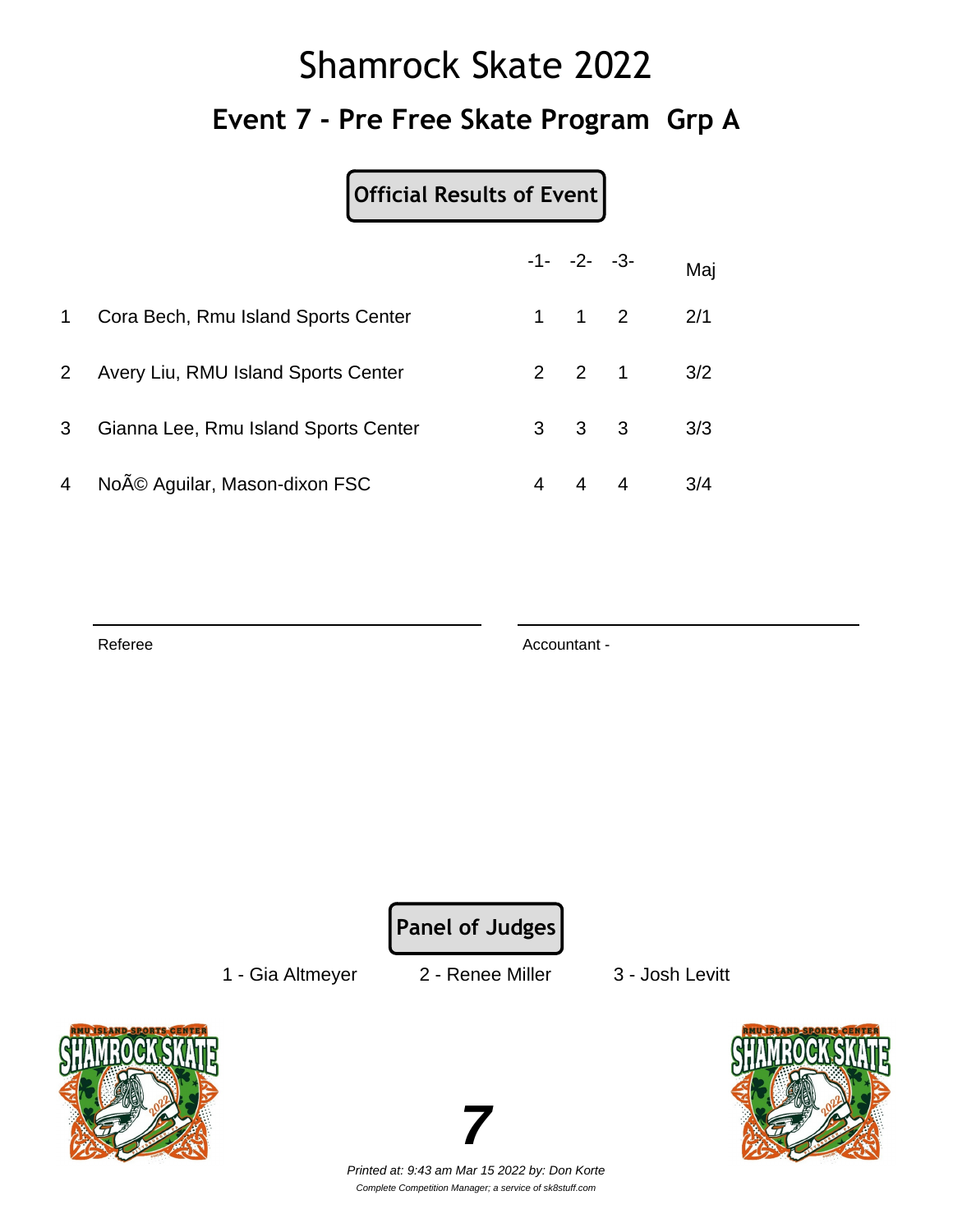# Shamrock Skate 2022

## Event 7 - Pre Free Skate Program  Grp A

**Official Results of Event**

| | | -1- | -2- | -3- | Maj |
|---|---|---|---|---|---|
| 1 | Cora Bech, Rmu Island Sports Center | 1 | 1 | 2 | 2/1 |
| 2 | Avery Liu, RMU Island Sports Center | 2 | 2 | 1 | 3/2 |
| 3 | Gianna Lee, Rmu Island Sports Center | 3 | 3 | 3 | 3/3 |
| 4 | NoÃ© Aguilar, Mason-dixon FSC | 4 | 4 | 4 | 3/4 |

Referee

Accountant -

**Panel of Judges**

1 - Gia Altmeyer    2 - Renee Miller    3 - Josh Levitt

**7**

*Printed at: 9:43 am Mar 15 2022 by: Don Korte*

*Complete Competition Manager; a service of sk8stuff.com*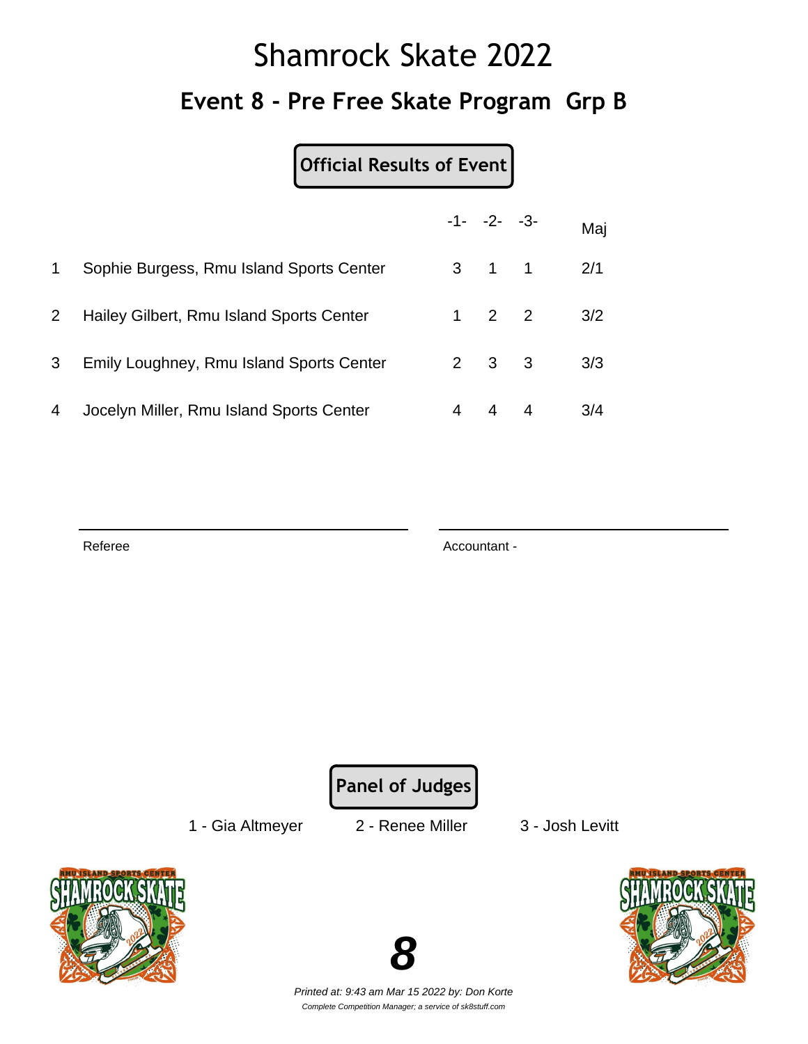# Shamrock Skate 2022

## Event 8 - Pre Free Skate Program Grp B

**Official Results of Event**

| | | -1- | -2- | -3- | Maj |
|---|---|---|---|---|---|
| 1 | Sophie Burgess, Rmu Island Sports Center | 3 | 1 | 1 | 2/1 |
| 2 | Hailey Gilbert, Rmu Island Sports Center | 1 | 2 | 2 | 3/2 |
| 3 | Emily Loughney, Rmu Island Sports Center | 2 | 3 | 3 | 3/3 |
| 4 | Jocelyn Miller, Rmu Island Sports Center | 4 | 4 | 4 | 3/4 |

Referee

Accountant -

**Panel of Judges**

1 - Gia Altmeyer    2 - Renee Miller    3 - Josh Levitt

*Printed at: 9:43 am Mar 15 2022 by: Don Korte*

*Complete Competition Manager; a service of sk8stuff.com*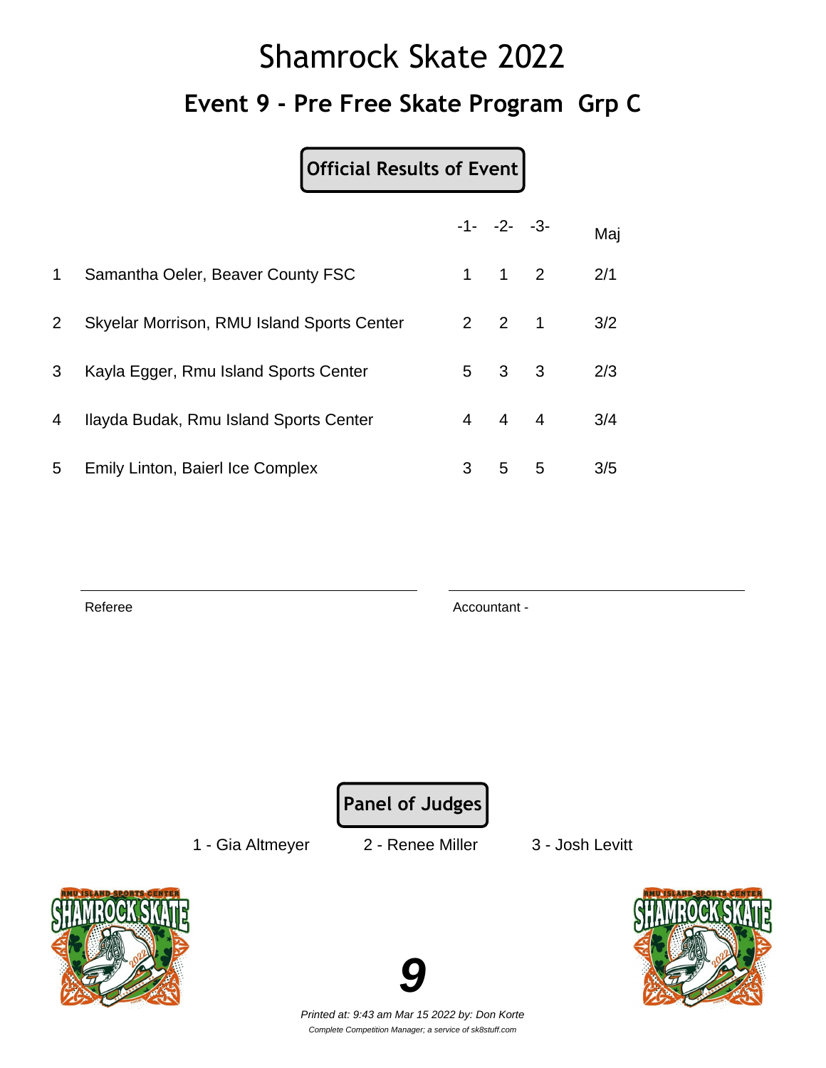# Shamrock Skate 2022

## Event 9 - Pre Free Skate Program Grp C

**Official Results of Event**

| | | -1- | -2- | -3- | Maj |
|---|---|---|---|---|---|
| 1 | Samantha Oeler, Beaver County FSC | 1 | 1 | 2 | 2/1 |
| 2 | Skyelar Morrison, RMU Island Sports Center | 2 | 2 | 1 | 3/2 |
| 3 | Kayla Egger, Rmu Island Sports Center | 5 | 3 | 3 | 2/3 |
| 4 | Ilayda Budak, Rmu Island Sports Center | 4 | 4 | 4 | 3/4 |
| 5 | Emily Linton, Baierl Ice Complex | 3 | 5 | 5 | 3/5 |

Referee

Accountant -

**Panel of Judges**

1 - Gia Altmeyer    2 - Renee Miller    3 - Josh Levitt

*Printed at: 9:43 am Mar 15 2022 by: Don Korte*

*Complete Competition Manager; a service of sk8stuff.com*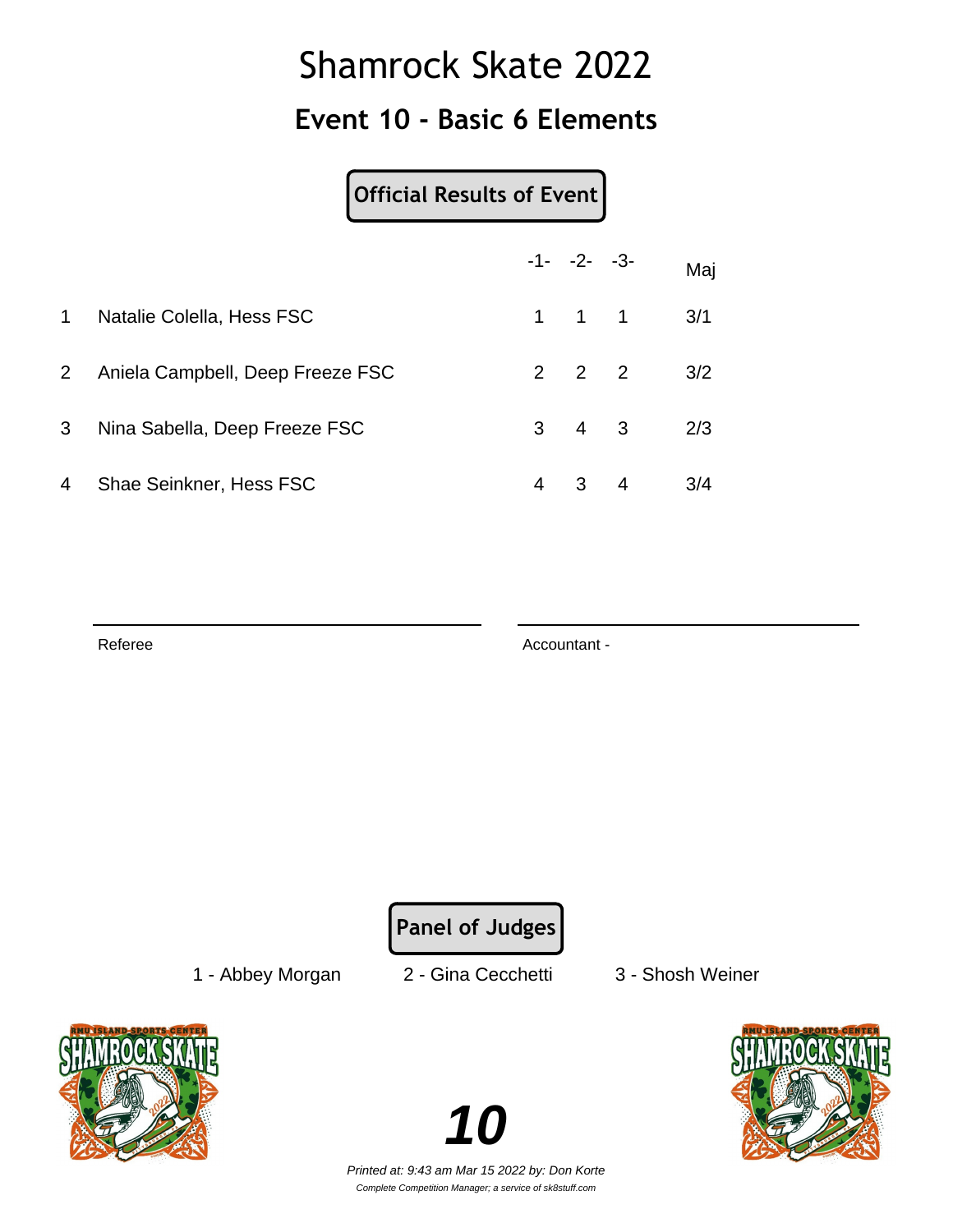# Shamrock Skate 2022

## Event 10 - Basic 6 Elements

**Official Results of Event**

| | | -1- | -2- | -3- | Maj |
|---|---|---|---|---|---|
| 1 | Natalie Colella, Hess FSC | 1 | 1 | 1 | 3/1 |
| 2 | Aniela Campbell, Deep Freeze FSC | 2 | 2 | 2 | 3/2 |
| 3 | Nina Sabella, Deep Freeze FSC | 3 | 4 | 3 | 2/3 |
| 4 | Shae Seinkner, Hess FSC | 4 | 3 | 4 | 3/4 |

Referee

Accountant -

**Panel of Judges**

1 - Abbey Morgan 2 - Gina Cecchetti 3 - Shosh Weiner

**10**

*Printed at: 9:43 am Mar 15 2022 by: Don Korte*

*Complete Competition Manager; a service of sk8stuff.com*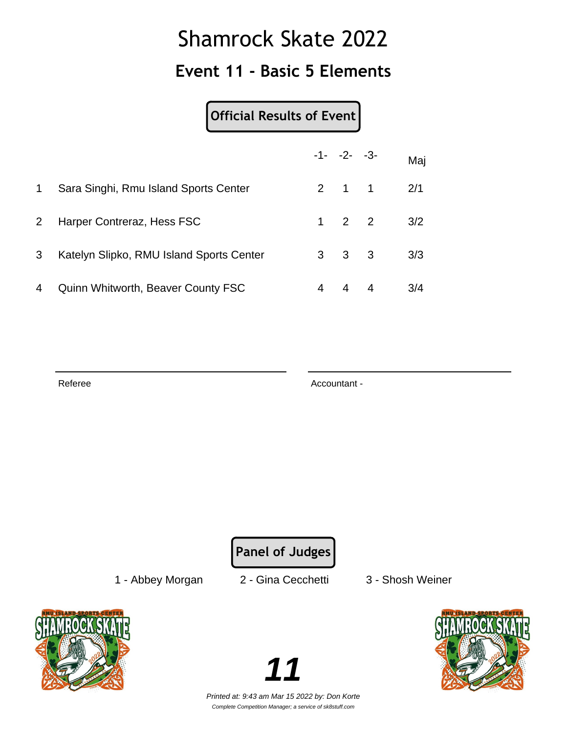# Shamrock Skate 2022

## Event 11 - Basic 5 Elements

**Official Results of Event**

| | | -1- | -2- | -3- | Maj |
|---|---|---|---|---|---|
| 1 | Sara Singhi, Rmu Island Sports Center | 2 | 1 | 1 | 2/1 |
| 2 | Harper Contreraz, Hess FSC | 1 | 2 | 2 | 3/2 |
| 3 | Katelyn Slipko, RMU Island Sports Center | 3 | 3 | 3 | 3/3 |
| 4 | Quinn Whitworth, Beaver County FSC | 4 | 4 | 4 | 3/4 |

Referee

Accountant -

**Panel of Judges**

1 - Abbey Morgan    2 - Gina Cecchetti    3 - Shosh Weiner

**11**

*Printed at: 9:43 am Mar 15 2022 by: Don Korte*

*Complete Competition Manager; a service of sk8stuff.com*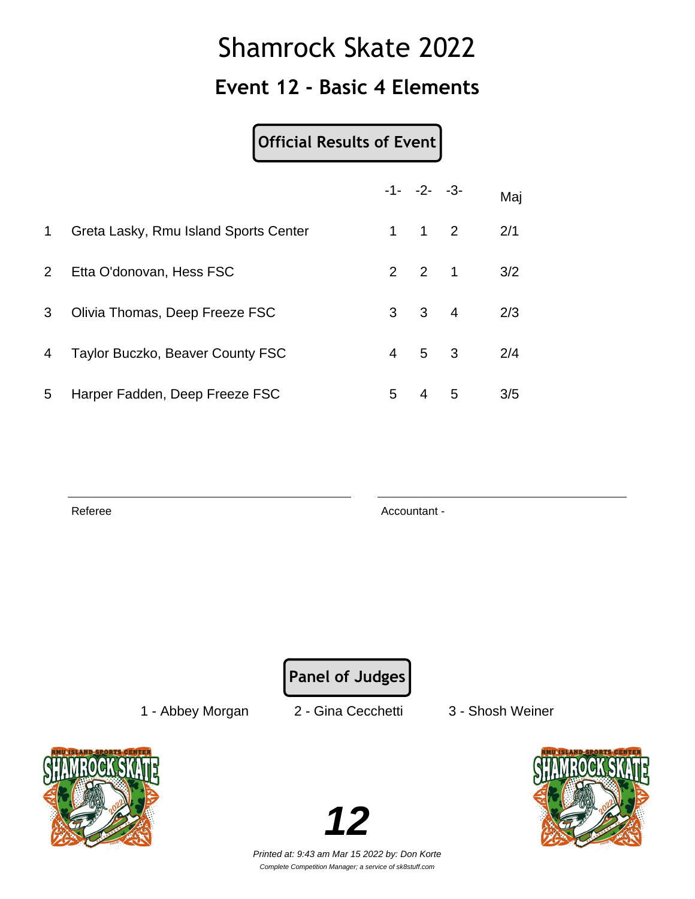# Shamrock Skate 2022

## Event 12 - Basic 4 Elements

**Official Results of Event**

| | | -1- | -2- | -3- | Maj |
|---|---|---|---|---|---|
| 1 | Greta Lasky, Rmu Island Sports Center | 1 | 1 | 2 | 2/1 |
| 2 | Etta O'donovan, Hess FSC | 2 | 2 | 1 | 3/2 |
| 3 | Olivia Thomas, Deep Freeze FSC | 3 | 3 | 4 | 2/3 |
| 4 | Taylor Buczko, Beaver County FSC | 4 | 5 | 3 | 2/4 |
| 5 | Harper Fadden, Deep Freeze FSC | 5 | 4 | 5 | 3/5 |

Referee

Accountant -

**Panel of Judges**

1 - Abbey Morgan 2 - Gina Cecchetti 3 - Shosh Weiner

**12**

*Printed at: 9:43 am Mar 15 2022 by: Don Korte*

*Complete Competition Manager; a service of sk8stuff.com*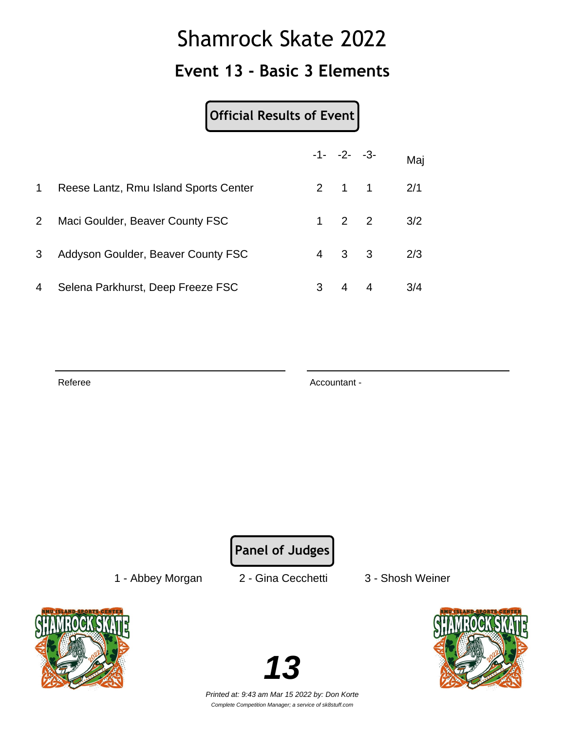# Shamrock Skate 2022

## Event 13 - Basic 3 Elements

**Official Results of Event**

| | | -1- | -2- | -3- | Maj |
|---|---|---|---|---|---|
| 1 | Reese Lantz, Rmu Island Sports Center | 2 | 1 | 1 | 2/1 |
| 2 | Maci Goulder, Beaver County FSC | 1 | 2 | 2 | 3/2 |
| 3 | Addyson Goulder, Beaver County FSC | 4 | 3 | 3 | 2/3 |
| 4 | Selena Parkhurst, Deep Freeze FSC | 3 | 4 | 4 | 3/4 |

Referee

Accountant -

**Panel of Judges**

1 - Abbey Morgan 2 - Gina Cecchetti 3 - Shosh Weiner

**13**

*Printed at: 9:43 am Mar 15 2022 by: Don Korte*

*Complete Competition Manager; a service of sk8stuff.com*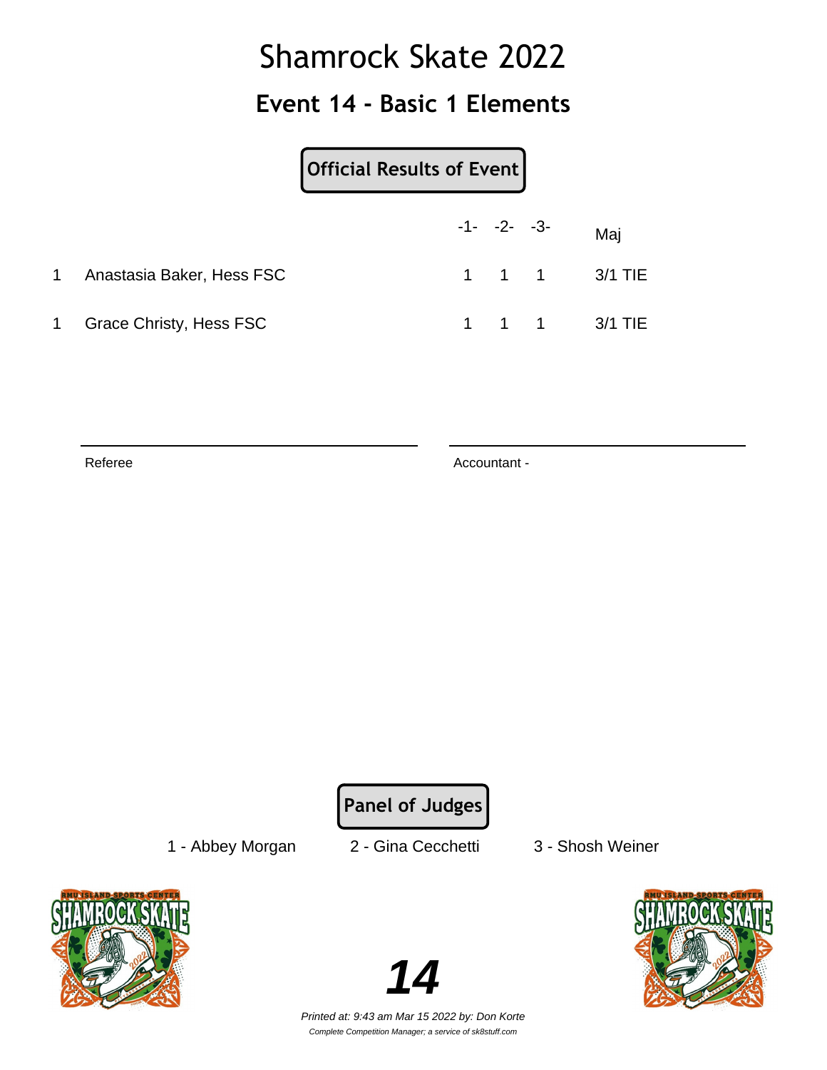# Shamrock Skate 2022

## Event 14 - Basic 1 Elements

**Official Results of Event**

| | | -1- | -2- | -3- | Maj |
|---|---|---|---|---|---|
| 1 | Anastasia Baker, Hess FSC | 1 | 1 | 1 | 3/1 TIE |
| 1 | Grace Christy, Hess FSC | 1 | 1 | 1 | 3/1 TIE |

Referee

Accountant -

**Panel of Judges**

1 - Abbey Morgan    2 - Gina Cecchetti    3 - Shosh Weiner

**14**

*Printed at: 9:43 am Mar 15 2022 by: Don Korte*

*Complete Competition Manager; a service of sk8stuff.com*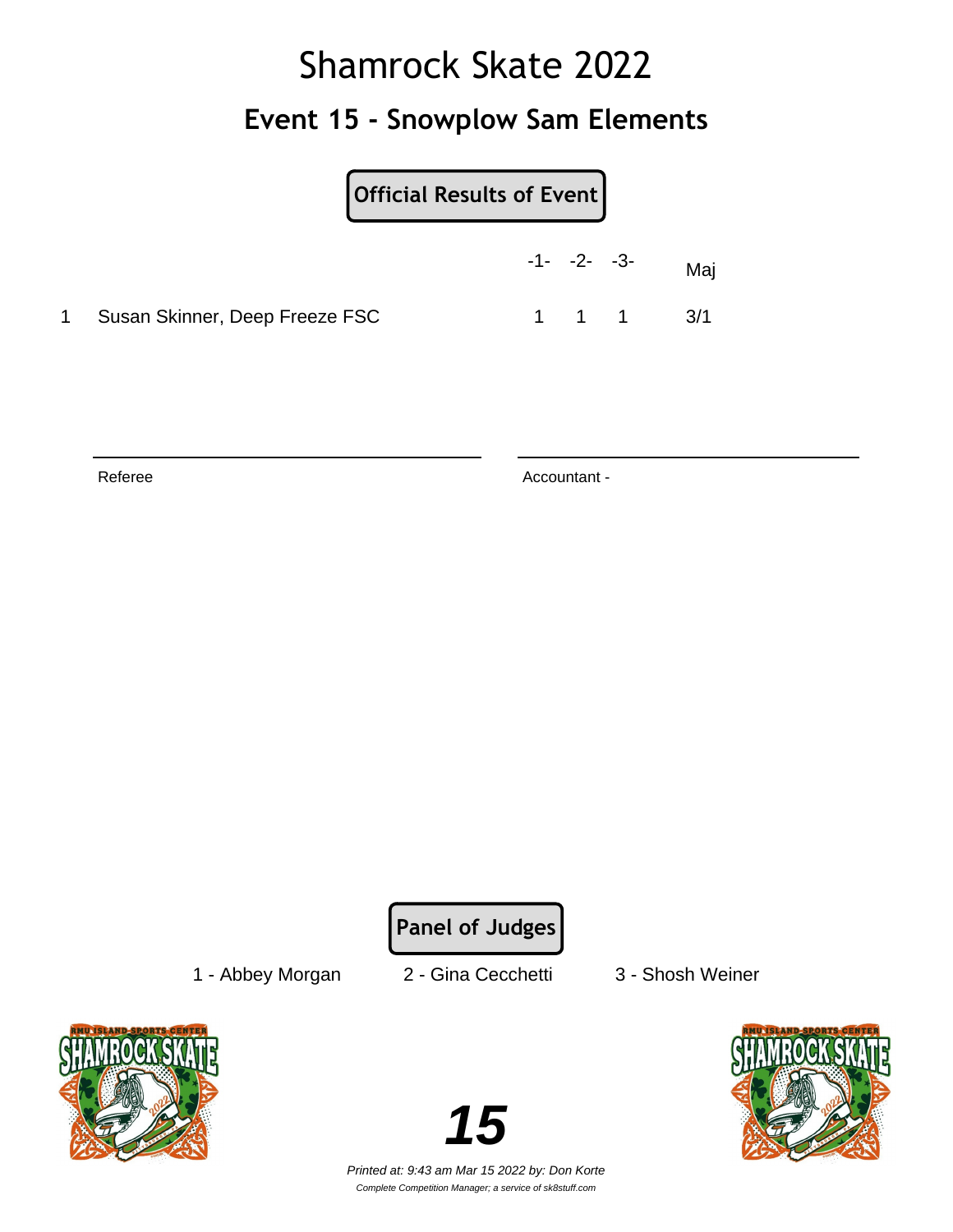# Shamrock Skate 2022

## Event 15 - Snowplow Sam Elements

**Official Results of Event**

| | | -1- | -2- | -3- | Maj |
|---|---|---|---|---|---|
| 1 | Susan Skinner, Deep Freeze FSC | 1 | 1 | 1 | 3/1 |

Referee

Accountant -

**Panel of Judges**

1 - Abbey Morgan　　2 - Gina Cecchetti　　3 - Shosh Weiner

**15**

*Printed at: 9:43 am Mar 15 2022 by: Don Korte*

*Complete Competition Manager; a service of sk8stuff.com*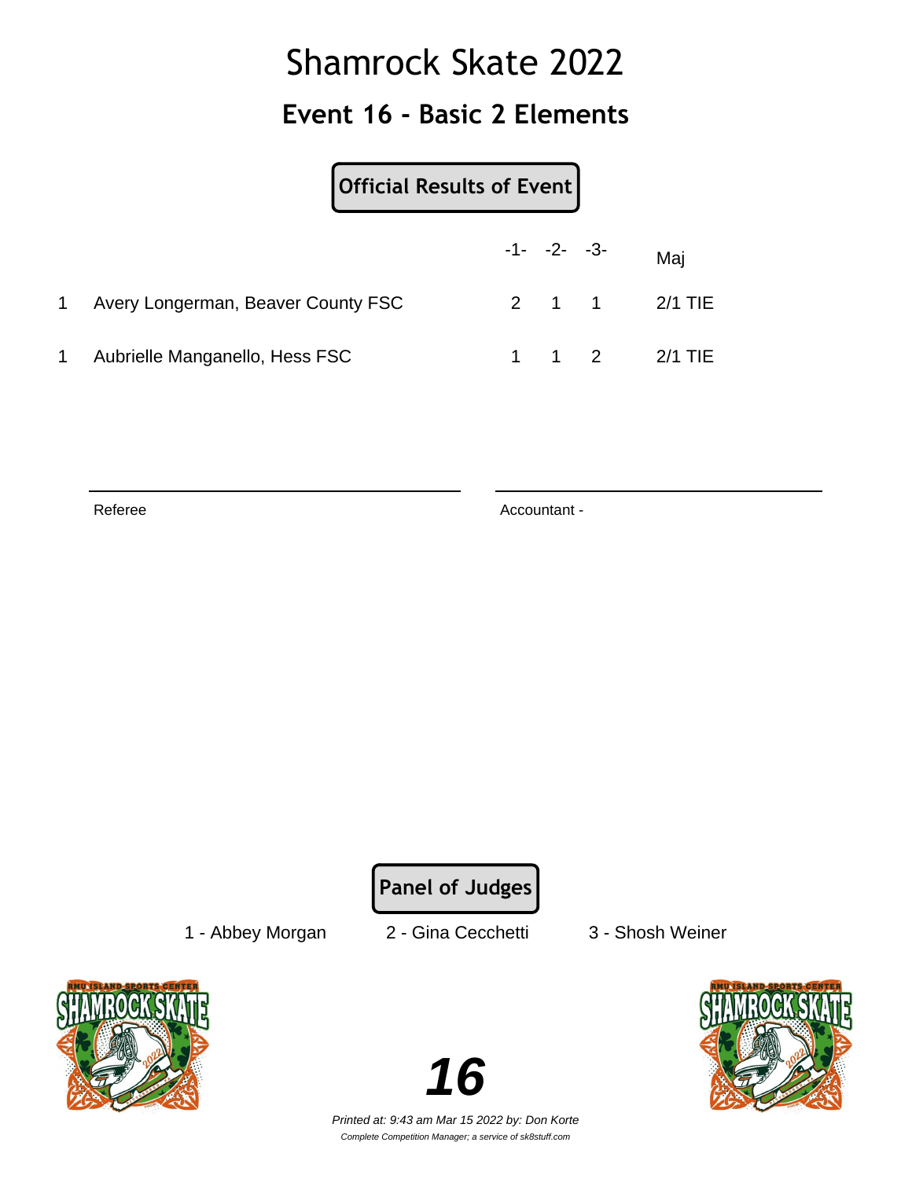# Shamrock Skate 2022

## Event 16 - Basic 2 Elements

**Official Results of Event**

| | | -1- | -2- | -3- | Maj |
|---|---|---|---|---|---|
| 1 | Avery Longerman, Beaver County FSC | 2 | 1 | 1 | 2/1 TIE |
| 1 | Aubrielle Manganello, Hess FSC | 1 | 1 | 2 | 2/1 TIE |

Referee

Accountant -

**Panel of Judges**

1 - Abbey Morgan 2 - Gina Cecchetti 3 - Shosh Weiner

**16**

*Printed at: 9:43 am Mar 15 2022 by: Don Korte*

*Complete Competition Manager; a service of sk8stuff.com*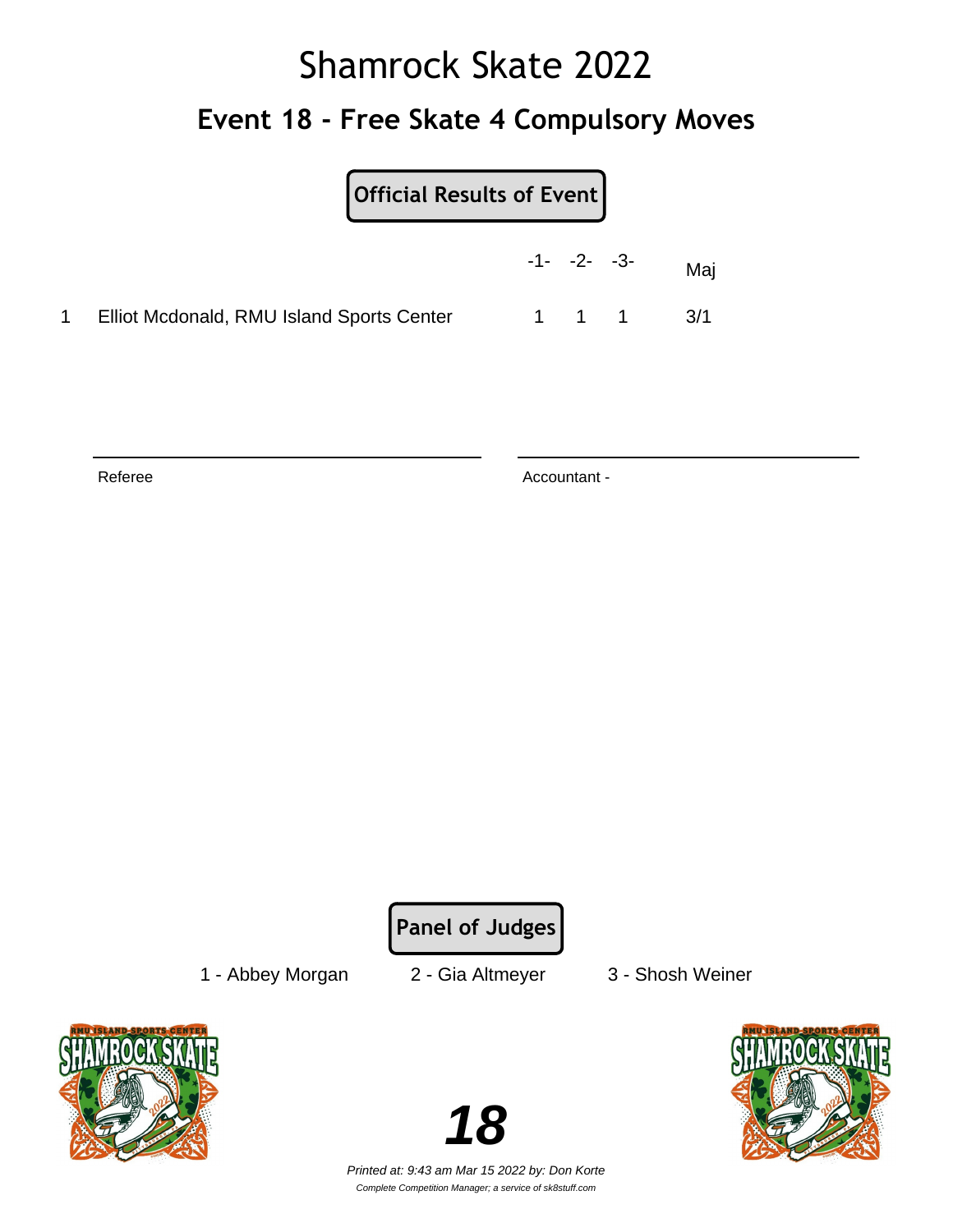# Shamrock Skate 2022

## Event 18 - Free Skate 4 Compulsory Moves

**Official Results of Event**

| | | -1- | -2- | -3- | Maj |
|---|---|---|---|---|---|
| 1 | Elliot Mcdonald, RMU Island Sports Center | 1 | 1 | 1 | 3/1 |

Referee

Accountant -

**Panel of Judges**

1 - Abbey Morgan 2 - Gia Altmeyer 3 - Shosh Weiner

**18**

*Printed at: 9:43 am Mar 15 2022 by: Don Korte*

*Complete Competition Manager; a service of sk8stuff.com*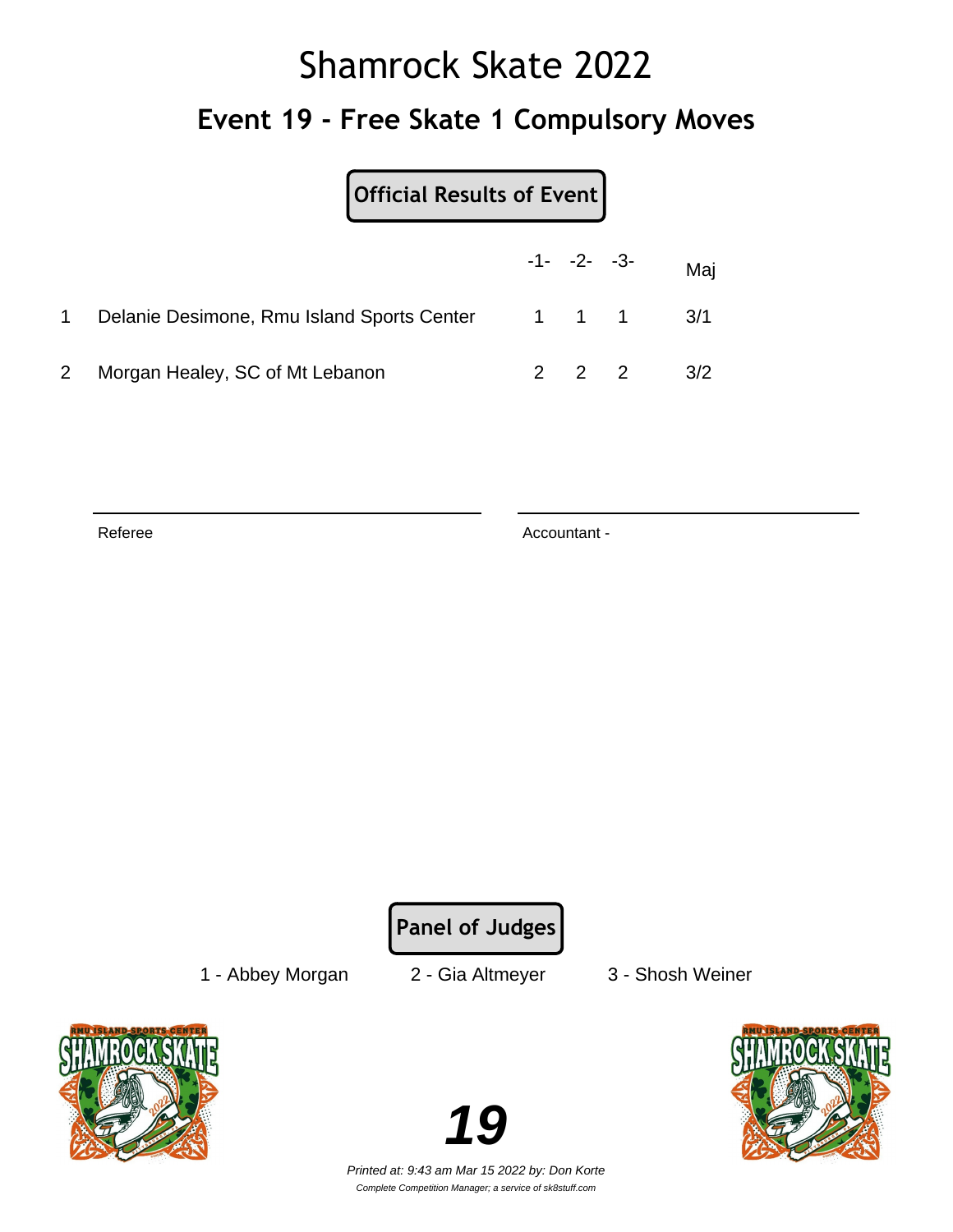# Shamrock Skate 2022

## Event 19 - Free Skate 1 Compulsory Moves

**Official Results of Event**

| | | -1- | -2- | -3- | Maj |
|---|---|---|---|---|---|
| 1 | Delanie Desimone, Rmu Island Sports Center | 1 | 1 | 1 | 3/1 |
| 2 | Morgan Healey, SC of Mt Lebanon | 2 | 2 | 2 | 3/2 |

Referee

Accountant -

**Panel of Judges**

1 - Abbey Morgan 2 - Gia Altmeyer 3 - Shosh Weiner

**19**

*Printed at: 9:43 am Mar 15 2022 by: Don Korte*

*Complete Competition Manager; a service of sk8stuff.com*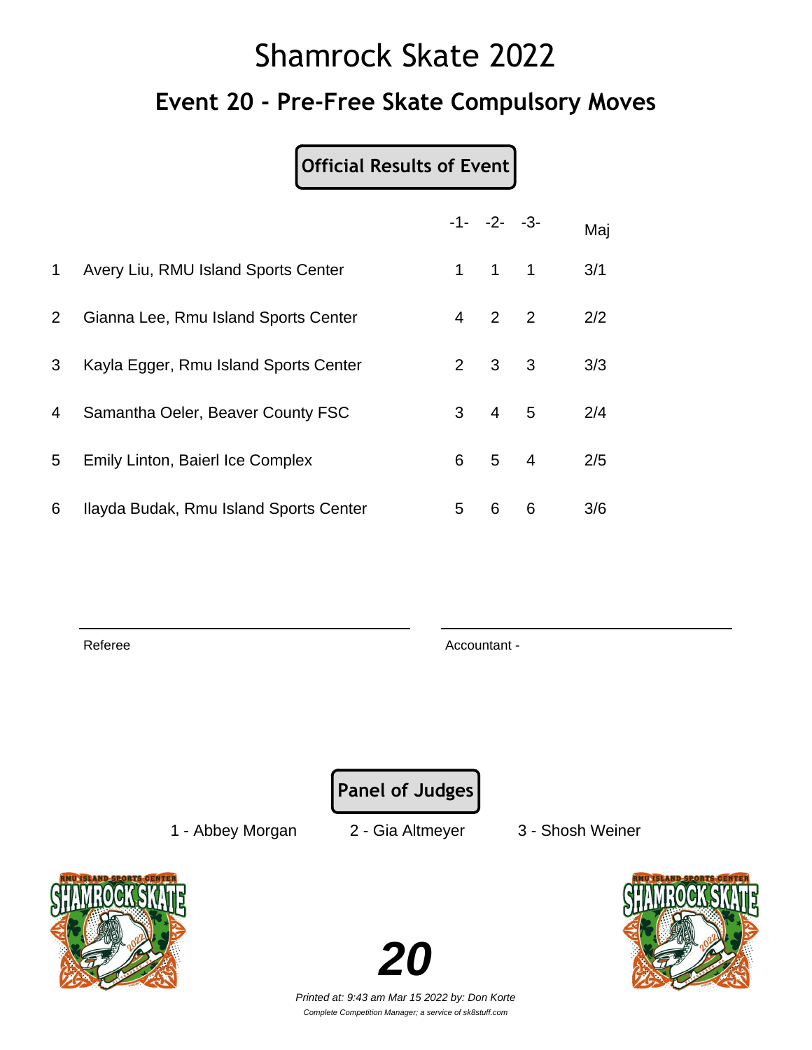# Shamrock Skate 2022

## Event 20 - Pre-Free Skate Compulsory Moves

**Official Results of Event**

| | | -1- | -2- | -3- | Maj |
|---|---|---|---|---|---|
| 1 | Avery Liu, RMU Island Sports Center | 1 | 1 | 1 | 3/1 |
| 2 | Gianna Lee, Rmu Island Sports Center | 4 | 2 | 2 | 2/2 |
| 3 | Kayla Egger, Rmu Island Sports Center | 2 | 3 | 3 | 3/3 |
| 4 | Samantha Oeler, Beaver County FSC | 3 | 4 | 5 | 2/4 |
| 5 | Emily Linton, Baierl Ice Complex | 6 | 5 | 4 | 2/5 |
| 6 | Ilayda Budak, Rmu Island Sports Center | 5 | 6 | 6 | 3/6 |

Referee

Accountant -

**Panel of Judges**

1 - Abbey Morgan 2 - Gia Altmeyer 3 - Shosh Weiner

**20**

*Printed at: 9:43 am Mar 15 2022 by: Don Korte*

*Complete Competition Manager; a service of sk8stuff.com*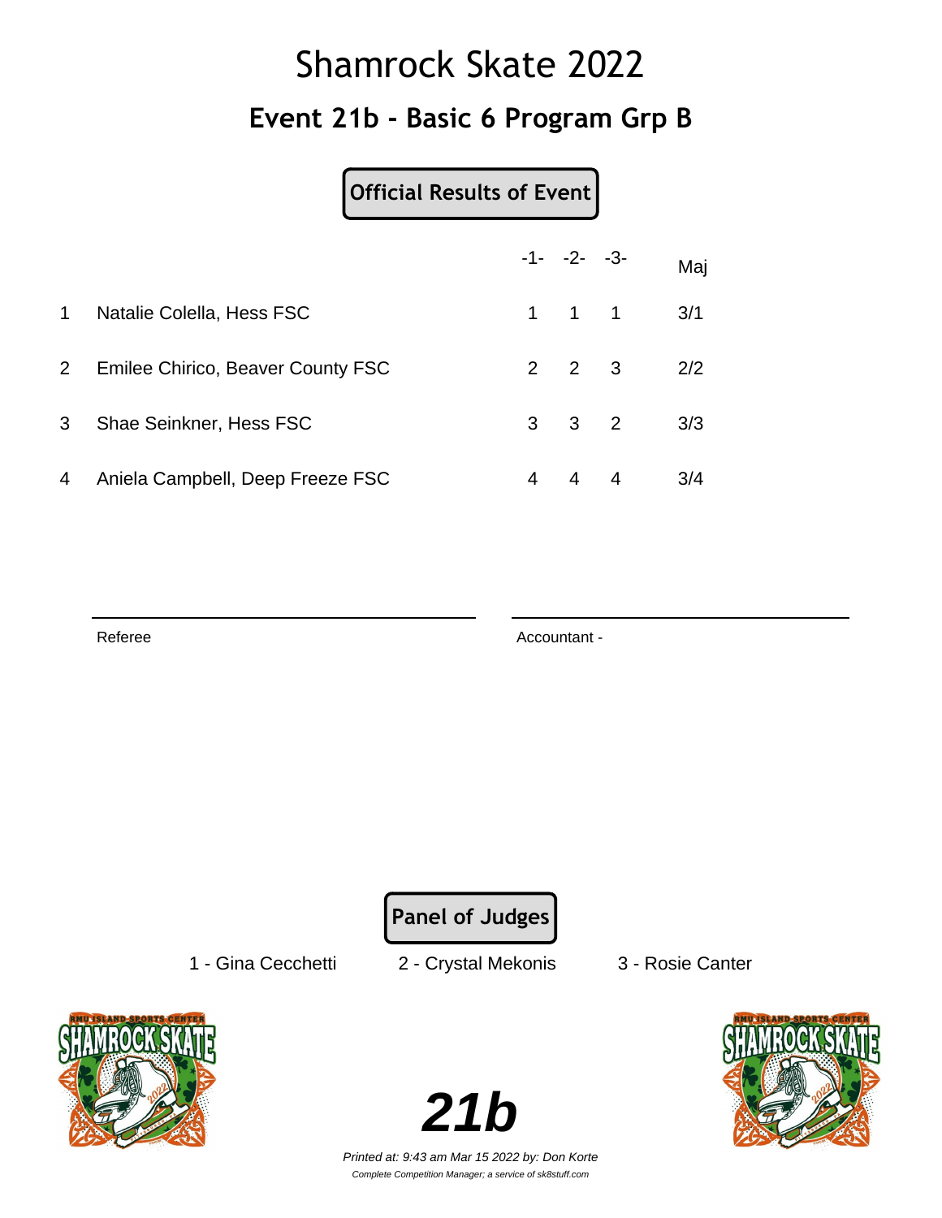# Shamrock Skate 2022

## Event 21b - Basic 6 Program Grp B

**Official Results of Event**

| | | -1- | -2- | -3- | Maj |
|---|---|---|---|---|---|
| 1 | Natalie Colella, Hess FSC | 1 | 1 | 1 | 3/1 |
| 2 | Emilee Chirico, Beaver County FSC | 2 | 2 | 3 | 2/2 |
| 3 | Shae Seinkner, Hess FSC | 3 | 3 | 2 | 3/3 |
| 4 | Aniela Campbell, Deep Freeze FSC | 4 | 4 | 4 | 3/4 |

Referee

Accountant -

**Panel of Judges**

1 - Gina Cecchetti    2 - Crystal Mekonis    3 - Rosie Canter

**21b**

*Printed at: 9:43 am Mar 15 2022 by: Don Korte*

*Complete Competition Manager; a service of sk8stuff.com*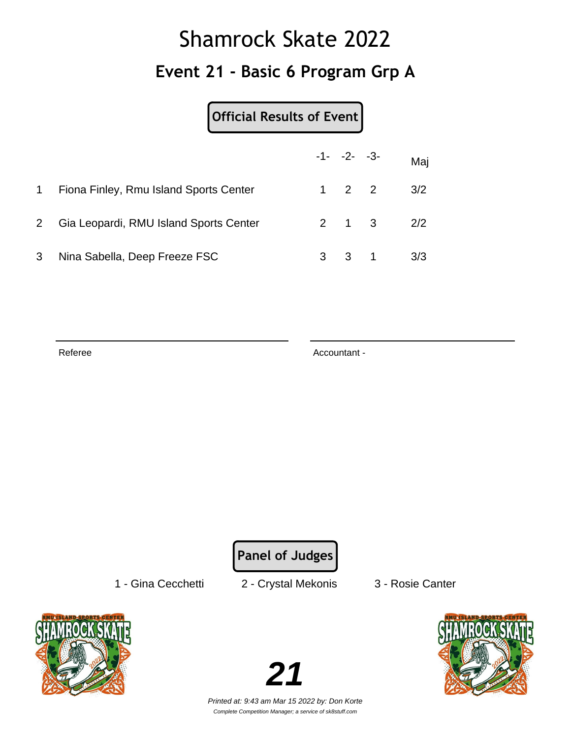# Shamrock Skate 2022

## Event 21 - Basic 6 Program Grp A

**Official Results of Event**

| | | -1- | -2- | -3- | Maj |
|---|---|---|---|---|---|
| 1 | Fiona Finley, Rmu Island Sports Center | 1 | 2 | 2 | 3/2 |
| 2 | Gia Leopardi, RMU Island Sports Center | 2 | 1 | 3 | 2/2 |
| 3 | Nina Sabella, Deep Freeze FSC | 3 | 3 | 1 | 3/3 |

Referee

Accountant -

**Panel of Judges**

1 - Gina Cecchetti    2 - Crystal Mekonis    3 - Rosie Canter

**21**

*Printed at: 9:43 am Mar 15 2022 by: Don Korte*

*Complete Competition Manager; a service of sk8stuff.com*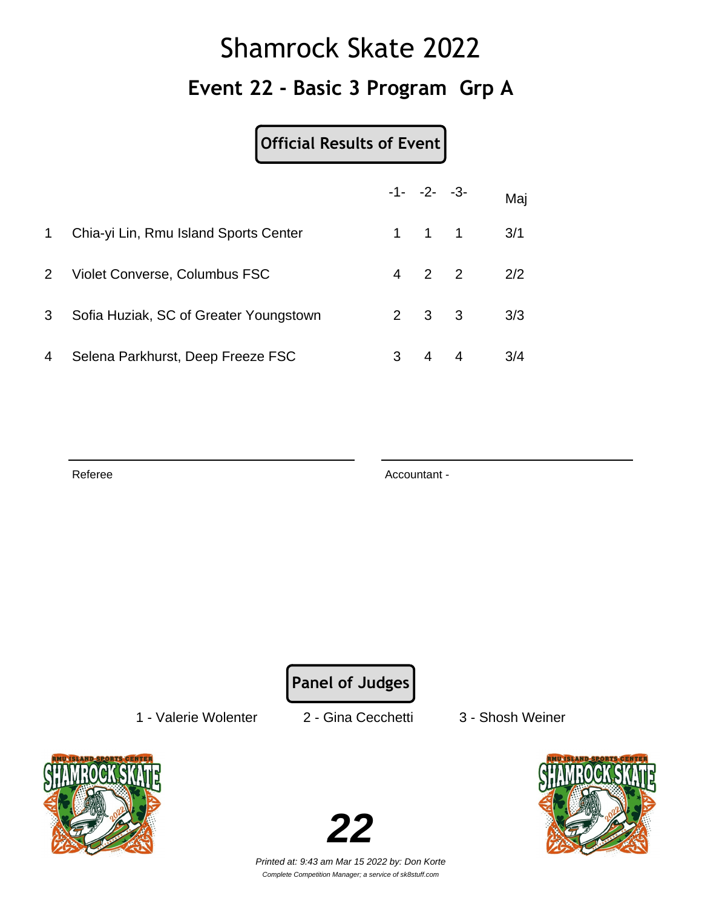# Shamrock Skate 2022

## Event 22 - Basic 3 Program Grp A

**Official Results of Event**

| | | -1- | -2- | -3- | Maj |
|---|---|---|---|---|---|
| 1 | Chia-yi Lin, Rmu Island Sports Center | 1 | 1 | 1 | 3/1 |
| 2 | Violet Converse, Columbus FSC | 4 | 2 | 2 | 2/2 |
| 3 | Sofia Huziak, SC of Greater Youngstown | 2 | 3 | 3 | 3/3 |
| 4 | Selena Parkhurst, Deep Freeze FSC | 3 | 4 | 4 | 3/4 |

Referee

Accountant -

**Panel of Judges**

1 - Valerie Wolenter 2 - Gina Cecchetti 3 - Shosh Weiner

**22**

*Printed at: 9:43 am Mar 15 2022 by: Don Korte*

*Complete Competition Manager; a service of sk8stuff.com*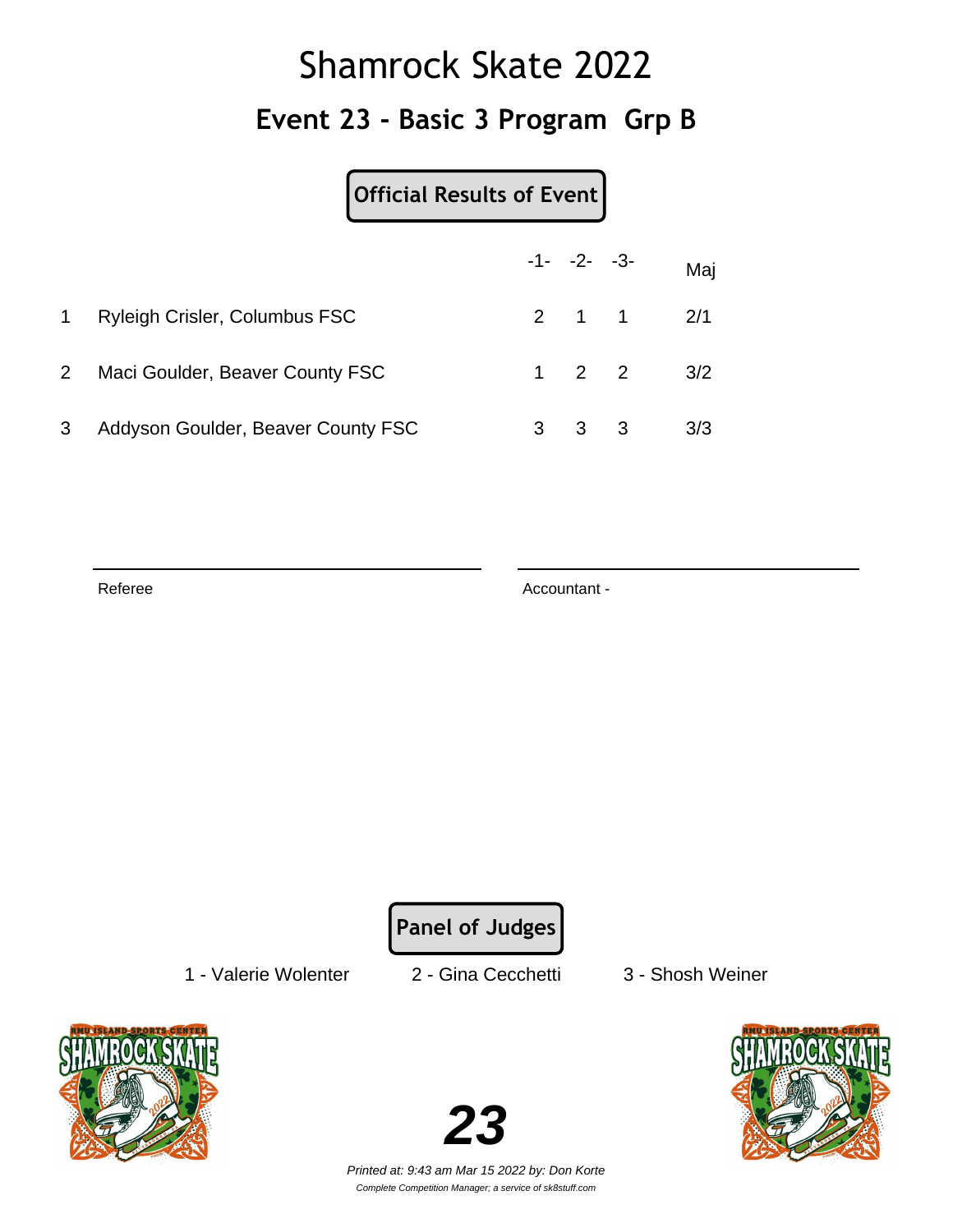# Shamrock Skate 2022

## Event 23 - Basic 3 Program Grp B

**Official Results of Event**

| | | -1- | -2- | -3- | Maj |
|---|---|---|---|---|---|
| 1 | Ryleigh Crisler, Columbus FSC | 2 | 1 | 1 | 2/1 |
| 2 | Maci Goulder, Beaver County FSC | 1 | 2 | 2 | 3/2 |
| 3 | Addyson Goulder, Beaver County FSC | 3 | 3 | 3 | 3/3 |

Referee

Accountant -

**Panel of Judges**

1 - Valerie Wolenter    2 - Gina Cecchetti    3 - Shosh Weiner

**23**

*Printed at: 9:43 am Mar 15 2022 by: Don Korte*

*Complete Competition Manager; a service of sk8stuff.com*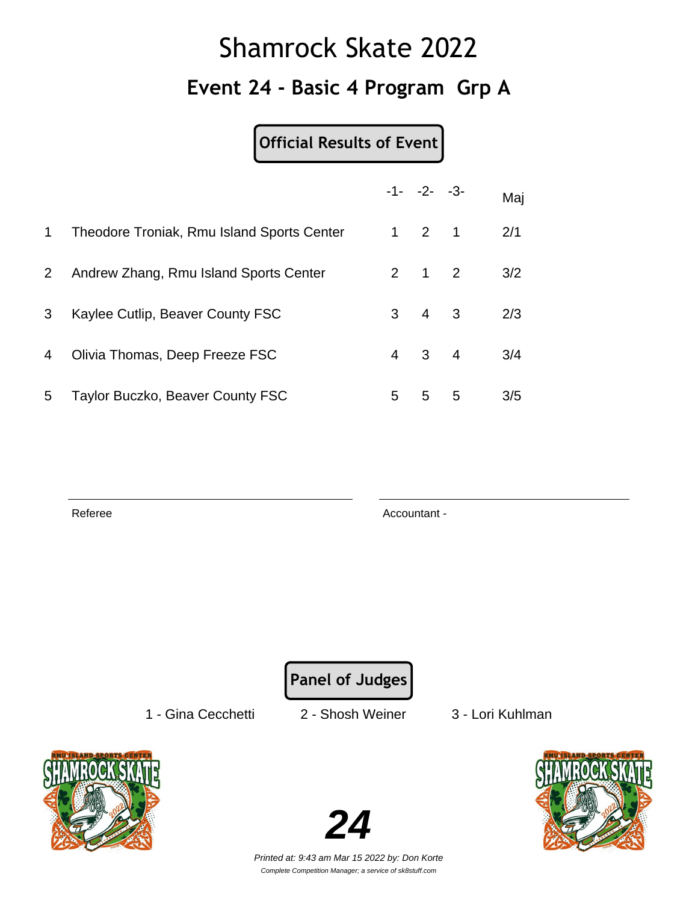# Shamrock Skate 2022

## Event 24 - Basic 4 Program Grp A

**Official Results of Event**

| | | -1- | -2- | -3- | Maj |
|---|---|---|---|---|---|
| 1 | Theodore Troniak, Rmu Island Sports Center | 1 | 2 | 1 | 2/1 |
| 2 | Andrew Zhang, Rmu Island Sports Center | 2 | 1 | 2 | 3/2 |
| 3 | Kaylee Cutlip, Beaver County FSC | 3 | 4 | 3 | 2/3 |
| 4 | Olivia Thomas, Deep Freeze FSC | 4 | 3 | 4 | 3/4 |
| 5 | Taylor Buczko, Beaver County FSC | 5 | 5 | 5 | 3/5 |

Referee

Accountant -

**Panel of Judges**

1 - Gina Cecchetti    2 - Shosh Weiner    3 - Lori Kuhlman

**24**

*Printed at: 9:43 am Mar 15 2022 by: Don Korte*

*Complete Competition Manager; a service of sk8stuff.com*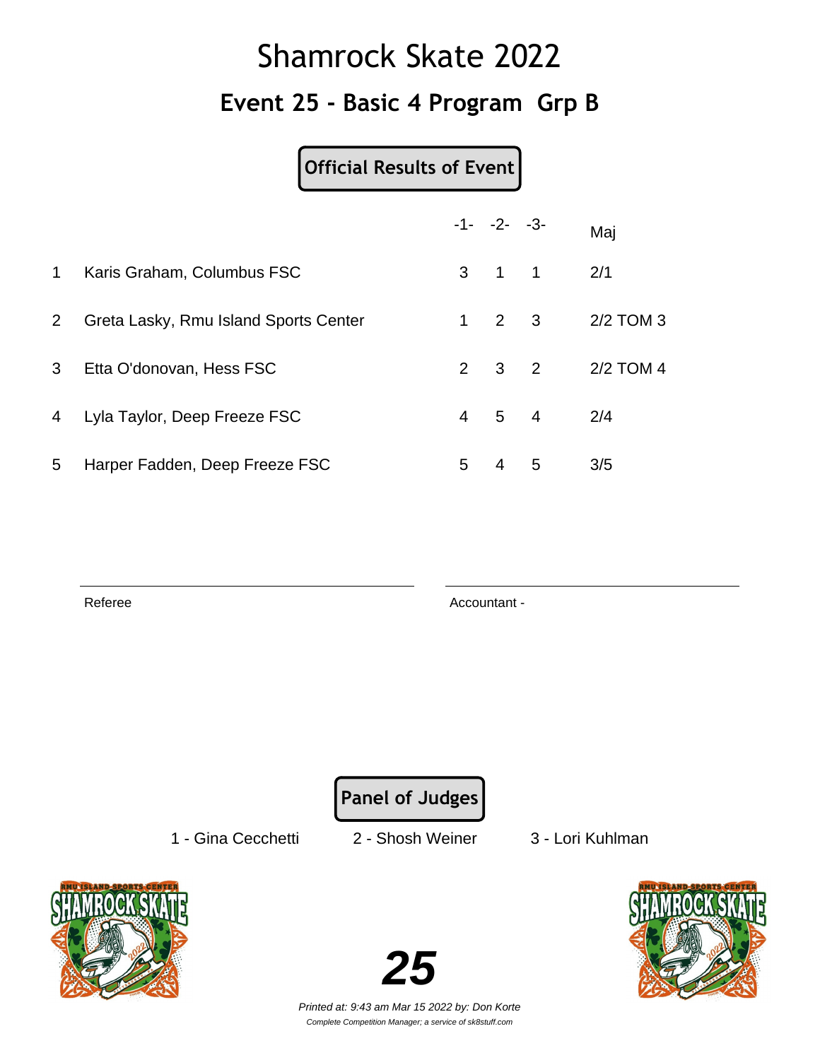# Shamrock Skate 2022

## Event 25 - Basic 4 Program Grp B

**Official Results of Event**

| | | -1- | -2- | -3- | Maj |
|---|---|---|---|---|---|
| 1 | Karis Graham, Columbus FSC | 3 | 1 | 1 | 2/1 |
| 2 | Greta Lasky, Rmu Island Sports Center | 1 | 2 | 3 | 2/2 TOM 3 |
| 3 | Etta O'donovan, Hess FSC | 2 | 3 | 2 | 2/2 TOM 4 |
| 4 | Lyla Taylor, Deep Freeze FSC | 4 | 5 | 4 | 2/4 |
| 5 | Harper Fadden, Deep Freeze FSC | 5 | 4 | 5 | 3/5 |

Referee

Accountant -

**Panel of Judges**

1 - Gina Cecchetti　　2 - Shosh Weiner　　3 - Lori Kuhlman

**25**

*Printed at: 9:43 am Mar 15 2022 by: Don Korte*

*Complete Competition Manager; a service of sk8stuff.com*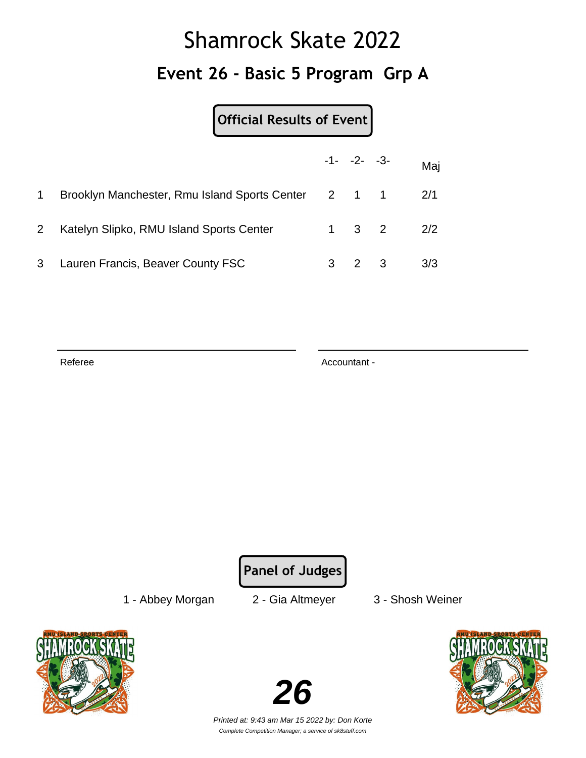# Shamrock Skate 2022

## Event 26 - Basic 5 Program Grp A

**Official Results of Event**

| | | -1- | -2- | -3- | Maj |
|---|---|---|---|---|---|
| 1 | Brooklyn Manchester, Rmu Island Sports Center | 2 | 1 | 1 | 2/1 |
| 2 | Katelyn Slipko, RMU Island Sports Center | 1 | 3 | 2 | 2/2 |
| 3 | Lauren Francis, Beaver County FSC | 3 | 2 | 3 | 3/3 |

Referee

Accountant -

**Panel of Judges**

1 - Abbey Morgan    2 - Gia Altmeyer    3 - Shosh Weiner

**26**

*Printed at: 9:43 am Mar 15 2022 by: Don Korte*

*Complete Competition Manager; a service of sk8stuff.com*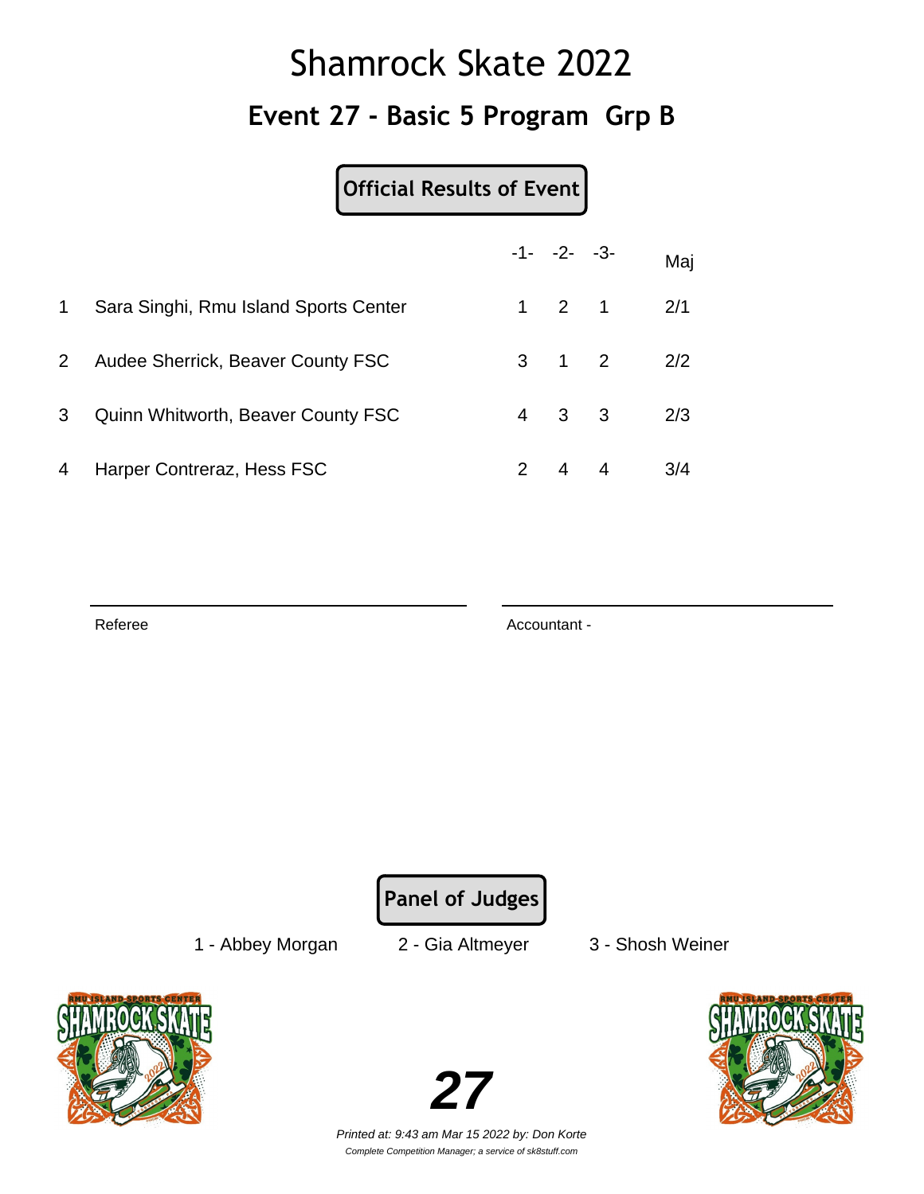# Shamrock Skate 2022

## Event 27 - Basic 5 Program Grp B

**Official Results of Event**

| | | -1- | -2- | -3- | Maj |
|---|---|---|---|---|---|
| 1 | Sara Singhi, Rmu Island Sports Center | 1 | 2 | 1 | 2/1 |
| 2 | Audee Sherrick, Beaver County FSC | 3 | 1 | 2 | 2/2 |
| 3 | Quinn Whitworth, Beaver County FSC | 4 | 3 | 3 | 2/3 |
| 4 | Harper Contreraz, Hess FSC | 2 | 4 | 4 | 3/4 |

Referee

Accountant -

**Panel of Judges**

1 - Abbey Morgan    2 - Gia Altmeyer    3 - Shosh Weiner

**27**

*Printed at: 9:43 am Mar 15 2022 by: Don Korte*

*Complete Competition Manager; a service of sk8stuff.com*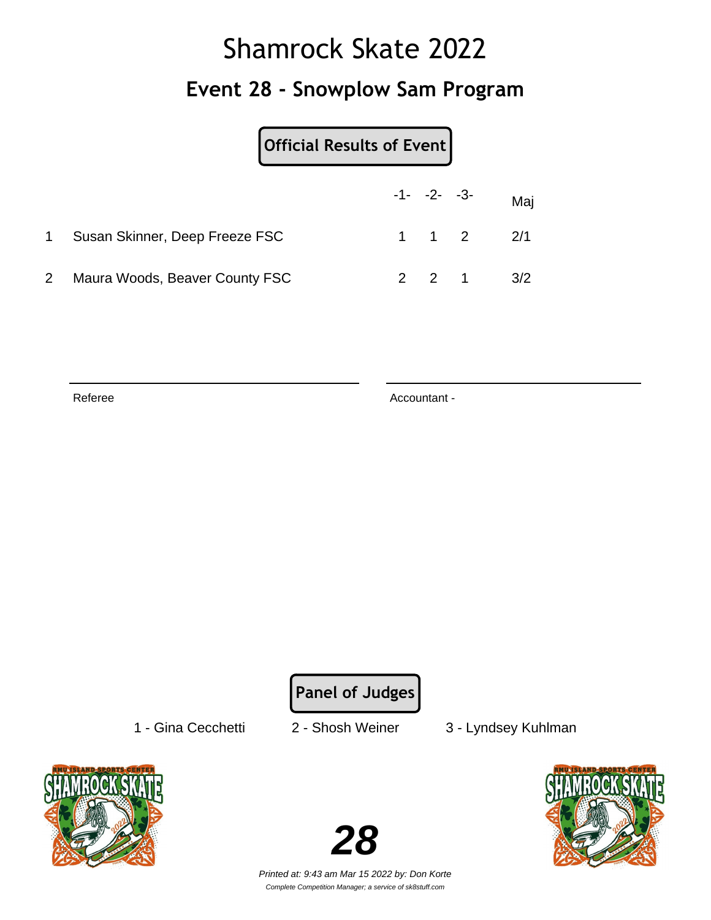# Shamrock Skate 2022

## Event 28 - Snowplow Sam Program

**Official Results of Event**

| | | -1- | -2- | -3- | Maj |
|---|---|---|---|---|---|
| 1 | Susan Skinner, Deep Freeze FSC | 1 | 1 | 2 | 2/1 |
| 2 | Maura Woods, Beaver County FSC | 2 | 2 | 1 | 3/2 |

Referee

Accountant -

**Panel of Judges**

1 - Gina Cecchetti     2 - Shosh Weiner     3 - Lyndsey Kuhlman

***28***

*Printed at: 9:43 am Mar 15 2022 by: Don Korte*

*Complete Competition Manager; a service of sk8stuff.com*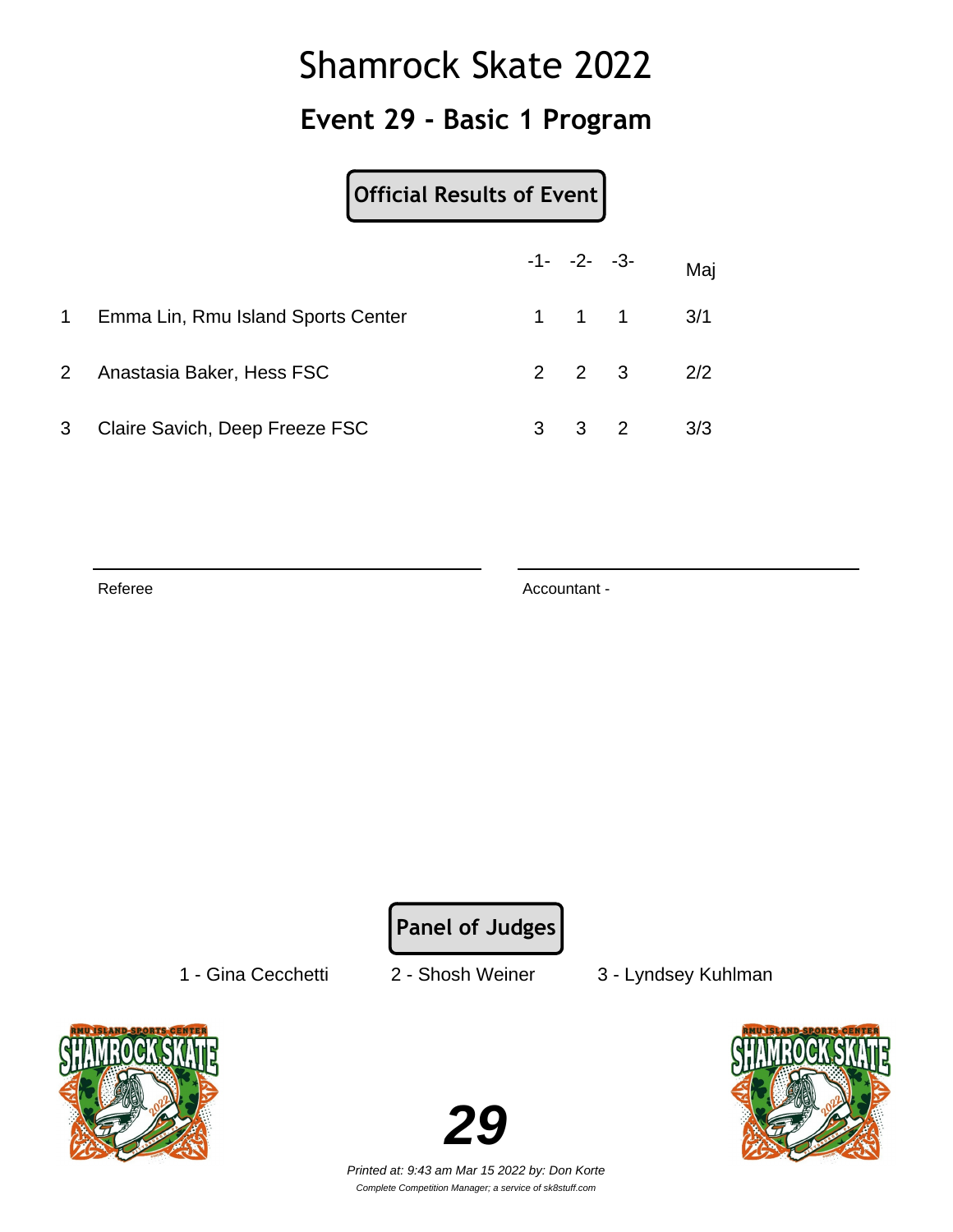# Shamrock Skate 2022

## Event 29 - Basic 1 Program

**Official Results of Event**

| | | -1- | -2- | -3- | Maj |
|---|---|---|---|---|---|
| 1 | Emma Lin, Rmu Island Sports Center | 1 | 1 | 1 | 3/1 |
| 2 | Anastasia Baker, Hess FSC | 2 | 2 | 3 | 2/2 |
| 3 | Claire Savich, Deep Freeze FSC | 3 | 3 | 2 | 3/3 |

Referee

Accountant -

**Panel of Judges**

1 - Gina Cecchetti 2 - Shosh Weiner 3 - Lyndsey Kuhlman

**29**

*Printed at: 9:43 am Mar 15 2022 by: Don Korte*

*Complete Competition Manager; a service of sk8stuff.com*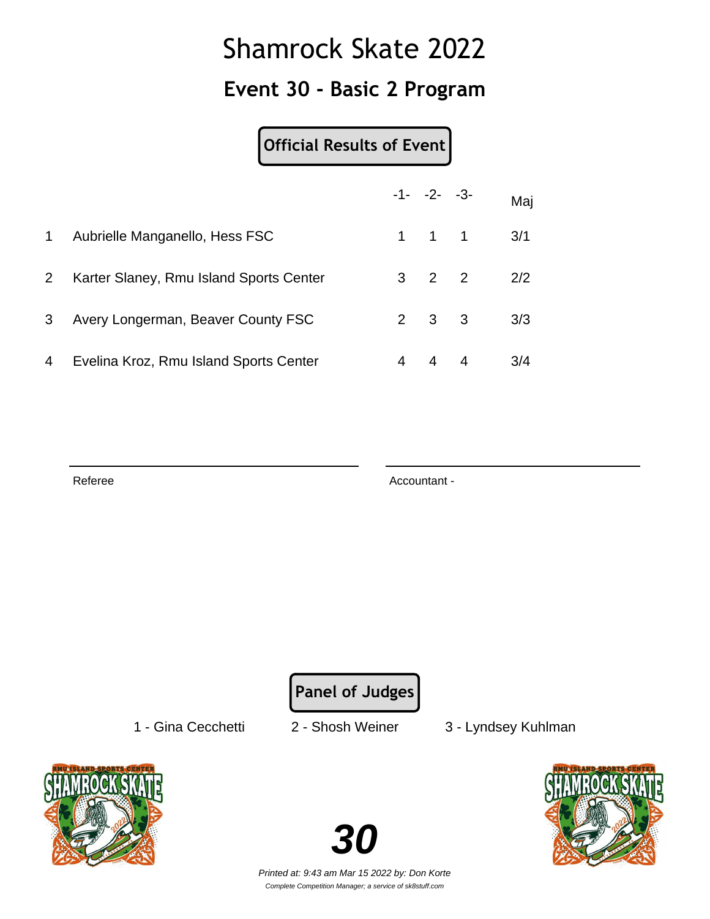# Shamrock Skate 2022

## Event 30 - Basic 2 Program

**Official Results of Event**

| | | -1- | -2- | -3- | Maj |
|---|---|---|---|---|---|
| 1 | Aubrielle Manganello, Hess FSC | 1 | 1 | 1 | 3/1 |
| 2 | Karter Slaney, Rmu Island Sports Center | 3 | 2 | 2 | 2/2 |
| 3 | Avery Longerman, Beaver County FSC | 2 | 3 | 3 | 3/3 |
| 4 | Evelina Kroz, Rmu Island Sports Center | 4 | 4 | 4 | 3/4 |

Referee

Accountant -

**Panel of Judges**

1 - Gina Cecchetti 2 - Shosh Weiner 3 - Lyndsey Kuhlman

**30**

*Printed at: 9:43 am Mar 15 2022 by: Don Korte*

*Complete Competition Manager; a service of sk8stuff.com*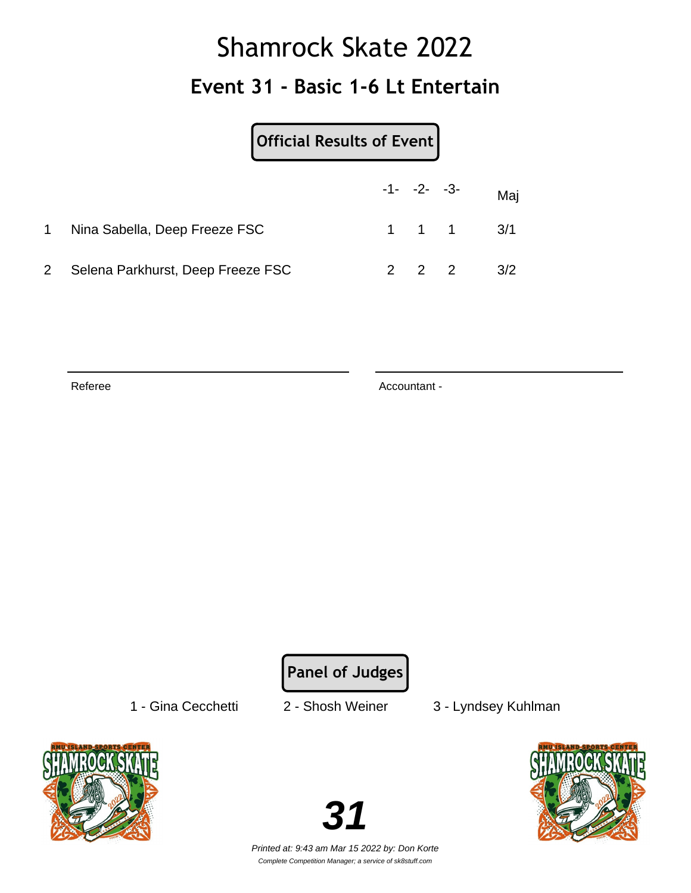# Shamrock Skate 2022

## Event 31 - Basic 1-6 Lt Entertain

**Official Results of Event**

| | | -1- | -2- | -3- | Maj |
|---|---|---|---|---|---|
| 1 | Nina Sabella, Deep Freeze FSC | 1 | 1 | 1 | 3/1 |
| 2 | Selena Parkhurst, Deep Freeze FSC | 2 | 2 | 2 | 3/2 |

Referee

Accountant -

**Panel of Judges**

1 - Gina Cecchetti    2 - Shosh Weiner    3 - Lyndsey Kuhlman

**31**

*Printed at: 9:43 am Mar 15 2022 by: Don Korte*

*Complete Competition Manager; a service of sk8stuff.com*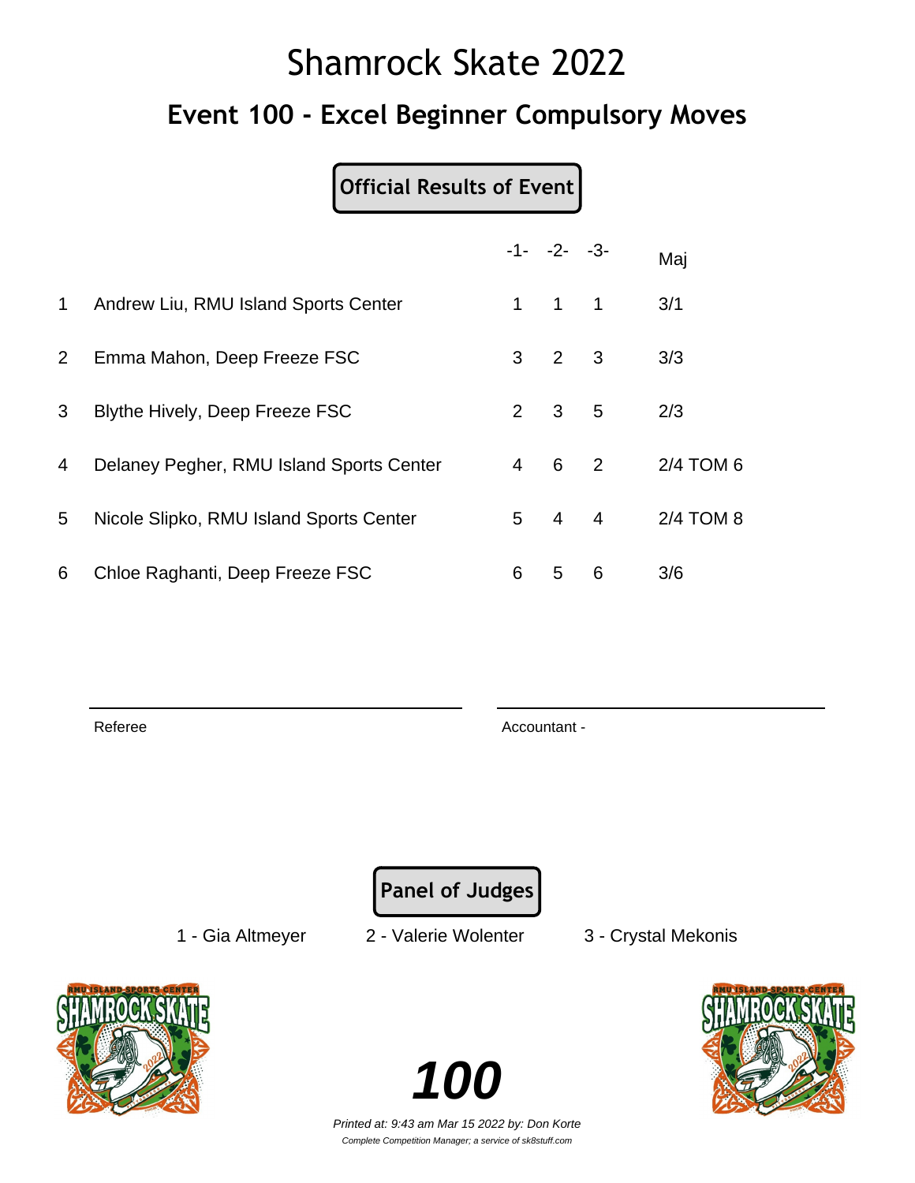# Shamrock Skate 2022

## Event 100 - Excel Beginner Compulsory Moves

**Official Results of Event**

| | | -1- | -2- | -3- | Maj |
|---|---|---|---|---|---|
| 1 | Andrew Liu, RMU Island Sports Center | 1 | 1 | 1 | 3/1 |
| 2 | Emma Mahon, Deep Freeze FSC | 3 | 2 | 3 | 3/3 |
| 3 | Blythe Hively, Deep Freeze FSC | 2 | 3 | 5 | 2/3 |
| 4 | Delaney Pegher, RMU Island Sports Center | 4 | 6 | 2 | 2/4 TOM 6 |
| 5 | Nicole Slipko, RMU Island Sports Center | 5 | 4 | 4 | 2/4 TOM 8 |
| 6 | Chloe Raghanti, Deep Freeze FSC | 6 | 5 | 6 | 3/6 |

Referee

Accountant -

**Panel of Judges**

1 - Gia Altmeyer    2 - Valerie Wolenter    3 - Crystal Mekonis

**100**

*Printed at: 9:43 am Mar 15 2022 by: Don Korte*

*Complete Competition Manager; a service of sk8stuff.com*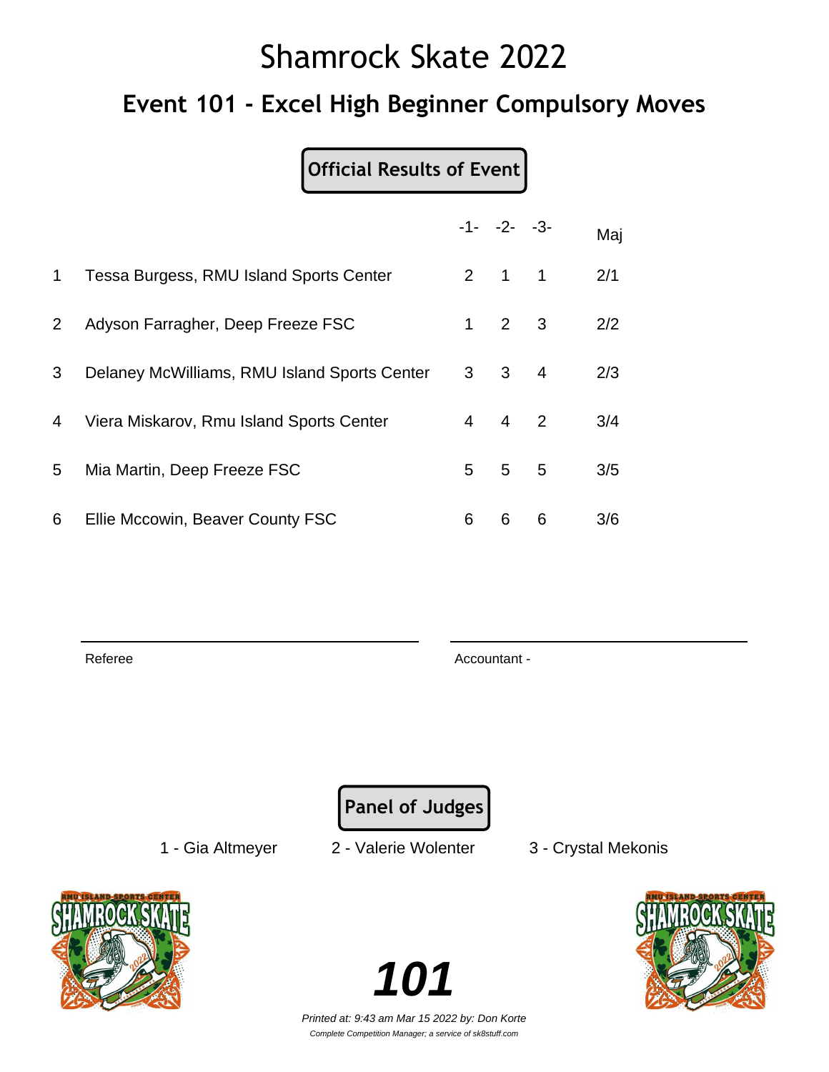# Shamrock Skate 2022

## Event 101 - Excel High Beginner Compulsory Moves

**Official Results of Event**

| | | -1- | -2- | -3- | Maj |
|---|---|---|---|---|---|
| 1 | Tessa Burgess, RMU Island Sports Center | 2 | 1 | 1 | 2/1 |
| 2 | Adyson Farragher, Deep Freeze FSC | 1 | 2 | 3 | 2/2 |
| 3 | Delaney McWilliams, RMU Island Sports Center | 3 | 3 | 4 | 2/3 |
| 4 | Viera Miskarov, Rmu Island Sports Center | 4 | 4 | 2 | 3/4 |
| 5 | Mia Martin, Deep Freeze FSC | 5 | 5 | 5 | 3/5 |
| 6 | Ellie Mccowin, Beaver County FSC | 6 | 6 | 6 | 3/6 |

Referee

Accountant -

**Panel of Judges**

1 - Gia Altmeyer    2 - Valerie Wolenter    3 - Crystal Mekonis

**101**

*Printed at: 9:43 am Mar 15 2022 by: Don Korte*

*Complete Competition Manager; a service of sk8stuff.com*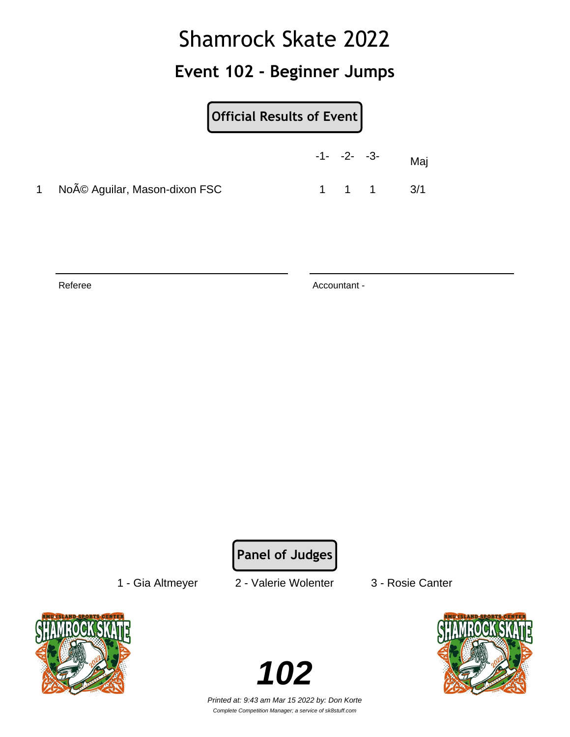# Shamrock Skate 2022

## Event 102 - Beginner Jumps

**Official Results of Event**

| | | -1- | -2- | -3- | Maj |
|---|---|---|---|---|---|
| 1 | NoÃ© Aguilar, Mason-dixon FSC | 1 | 1 | 1 | 3/1 |

Referee

Accountant -

**Panel of Judges**

1 - Gia Altmeyer    2 - Valerie Wolenter    3 - Rosie Canter

**102**

*Printed at: 9:43 am Mar 15 2022 by: Don Korte*

*Complete Competition Manager; a service of sk8stuff.com*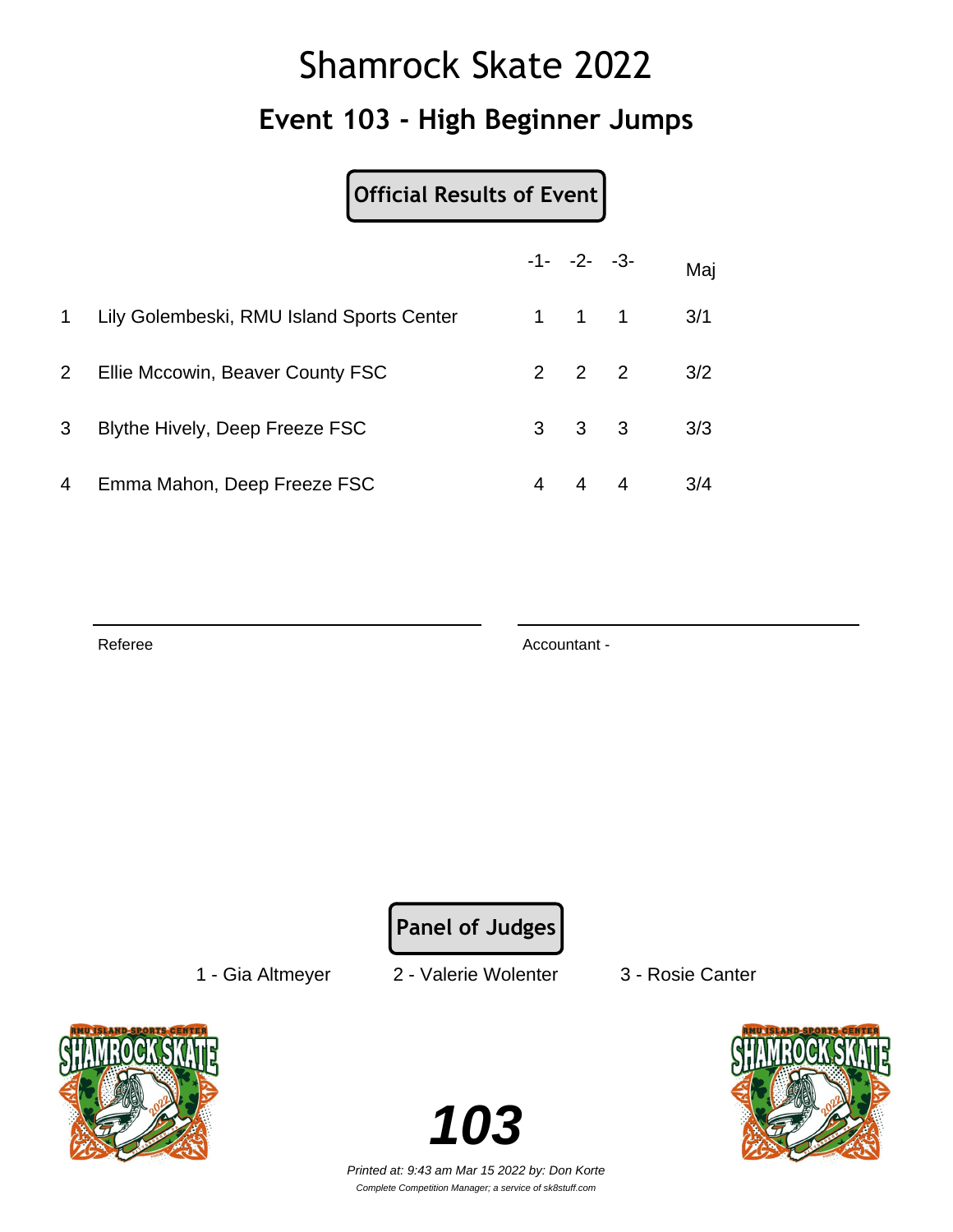# Shamrock Skate 2022

## Event 103 - High Beginner Jumps

**Official Results of Event**

| | | -1- | -2- | -3- | Maj |
|---|---|---|---|---|---|
| 1 | Lily Golembeski, RMU Island Sports Center | 1 | 1 | 1 | 3/1 |
| 2 | Ellie Mccowin, Beaver County FSC | 2 | 2 | 2 | 3/2 |
| 3 | Blythe Hively, Deep Freeze FSC | 3 | 3 | 3 | 3/3 |
| 4 | Emma Mahon, Deep Freeze FSC | 4 | 4 | 4 | 3/4 |

Referee

Accountant -

**Panel of Judges**

1 - Gia Altmeyer    2 - Valerie Wolenter    3 - Rosie Canter

**103**

*Printed at: 9:43 am Mar 15 2022 by: Don Korte*

*Complete Competition Manager; a service of sk8stuff.com*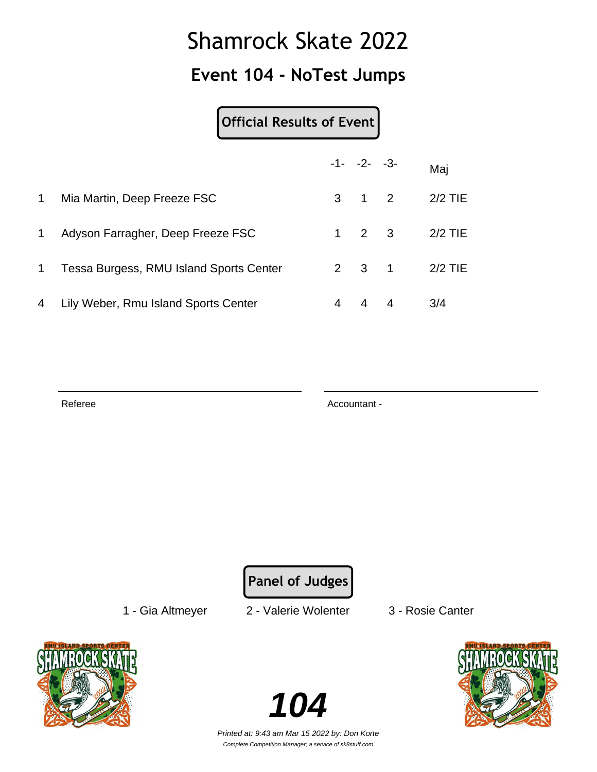# Shamrock Skate 2022

## Event 104 - NoTest Jumps

**Official Results of Event**

| | | -1- | -2- | -3- | Maj |
|---|---|---|---|---|---|
| 1 | Mia Martin, Deep Freeze FSC | 3 | 1 | 2 | 2/2 TIE |
| 1 | Adyson Farragher, Deep Freeze FSC | 1 | 2 | 3 | 2/2 TIE |
| 1 | Tessa Burgess, RMU Island Sports Center | 2 | 3 | 1 | 2/2 TIE |
| 4 | Lily Weber, Rmu Island Sports Center | 4 | 4 | 4 | 3/4 |

Referee

Accountant -

**Panel of Judges**

1 - Gia Altmeyer    2 - Valerie Wolenter    3 - Rosie Canter

**104**

*Printed at: 9:43 am Mar 15 2022 by: Don Korte*

*Complete Competition Manager; a service of sk8stuff.com*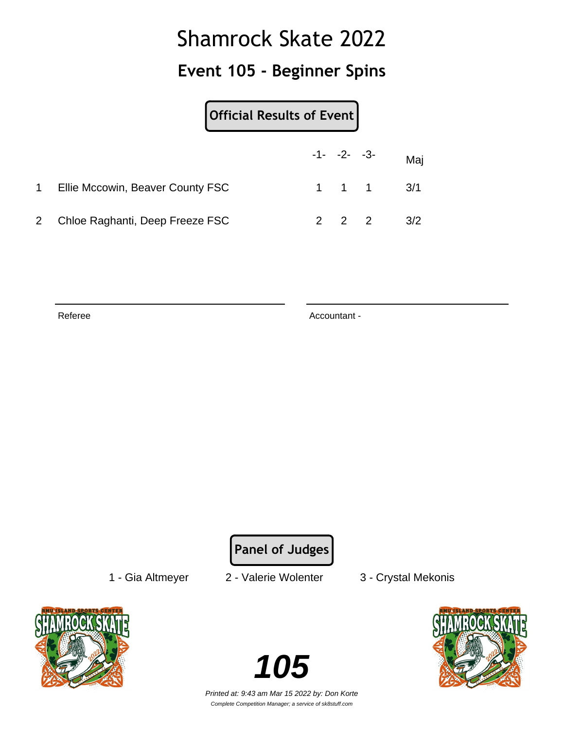# Shamrock Skate 2022

## Event 105 - Beginner Spins

**Official Results of Event**

| | | -1- | -2- | -3- | Maj |
|---|---|---|---|---|---|
| 1 | Ellie Mccowin, Beaver County FSC | 1 | 1 | 1 | 3/1 |
| 2 | Chloe Raghanti, Deep Freeze FSC | 2 | 2 | 2 | 3/2 |

Referee

Accountant -

**Panel of Judges**

1 - Gia Altmeyer     2 - Valerie Wolenter     3 - Crystal Mekonis

**105**

*Printed at: 9:43 am Mar 15 2022 by: Don Korte*

*Complete Competition Manager; a service of sk8stuff.com*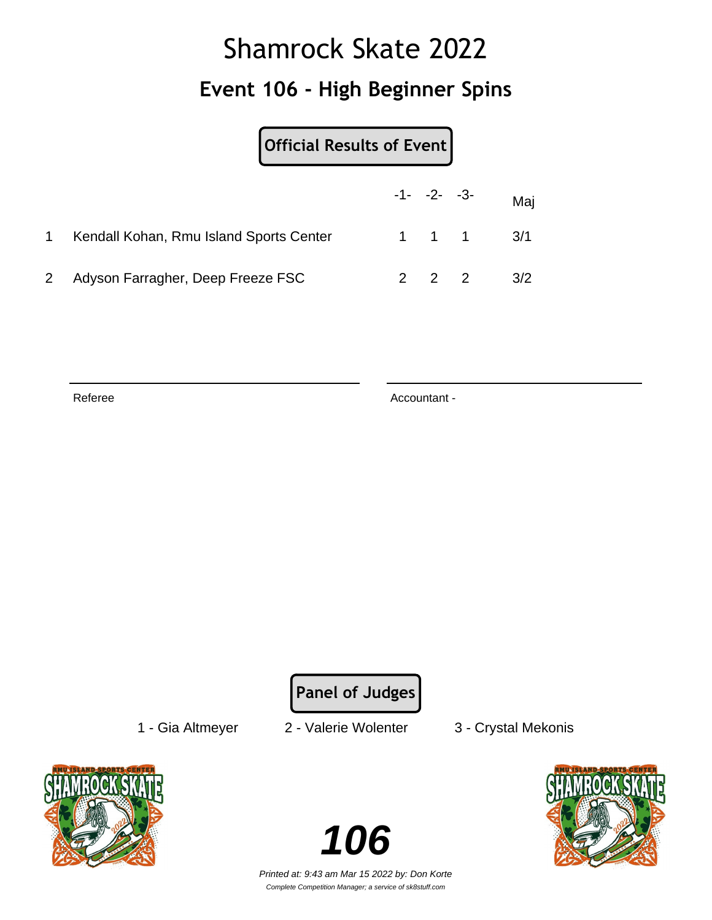# Shamrock Skate 2022

## Event 106 - High Beginner Spins

**Official Results of Event**

| | | -1- | -2- | -3- | Maj |
|---|---|---|---|---|---|
| 1 | Kendall Kohan, Rmu Island Sports Center | 1 | 1 | 1 | 3/1 |
| 2 | Adyson Farragher, Deep Freeze FSC | 2 | 2 | 2 | 3/2 |

Referee

Accountant -

**Panel of Judges**

1 - Gia Altmeyer    2 - Valerie Wolenter    3 - Crystal Mekonis

**106**

*Printed at: 9:43 am Mar 15 2022 by: Don Korte*

*Complete Competition Manager; a service of sk8stuff.com*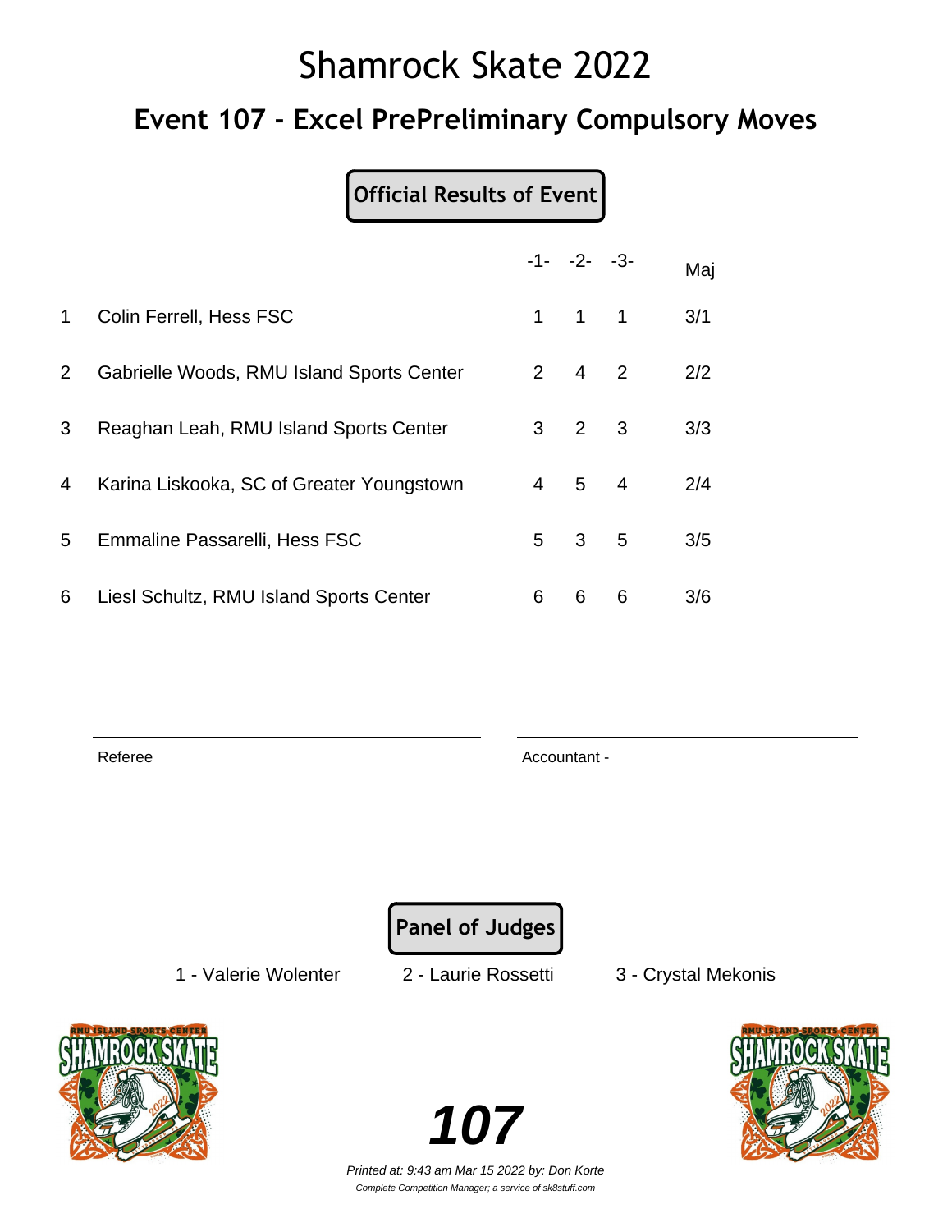# Shamrock Skate 2022

## Event 107 - Excel PrePreliminary Compulsory Moves

**Official Results of Event**

| | | -1- | -2- | -3- | Maj |
|---|---|---|---|---|---|
| 1 | Colin Ferrell, Hess FSC | 1 | 1 | 1 | 3/1 |
| 2 | Gabrielle Woods, RMU Island Sports Center | 2 | 4 | 2 | 2/2 |
| 3 | Reaghan Leah, RMU Island Sports Center | 3 | 2 | 3 | 3/3 |
| 4 | Karina Liskooka, SC of Greater Youngstown | 4 | 5 | 4 | 2/4 |
| 5 | Emmaline Passarelli, Hess FSC | 5 | 3 | 5 | 3/5 |
| 6 | Liesl Schultz, RMU Island Sports Center | 6 | 6 | 6 | 3/6 |

Referee

Accountant -

**Panel of Judges**

1 - Valerie Wolenter    2 - Laurie Rossetti    3 - Crystal Mekonis

**107**

*Printed at: 9:43 am Mar 15 2022 by: Don Korte*

*Complete Competition Manager; a service of sk8stuff.com*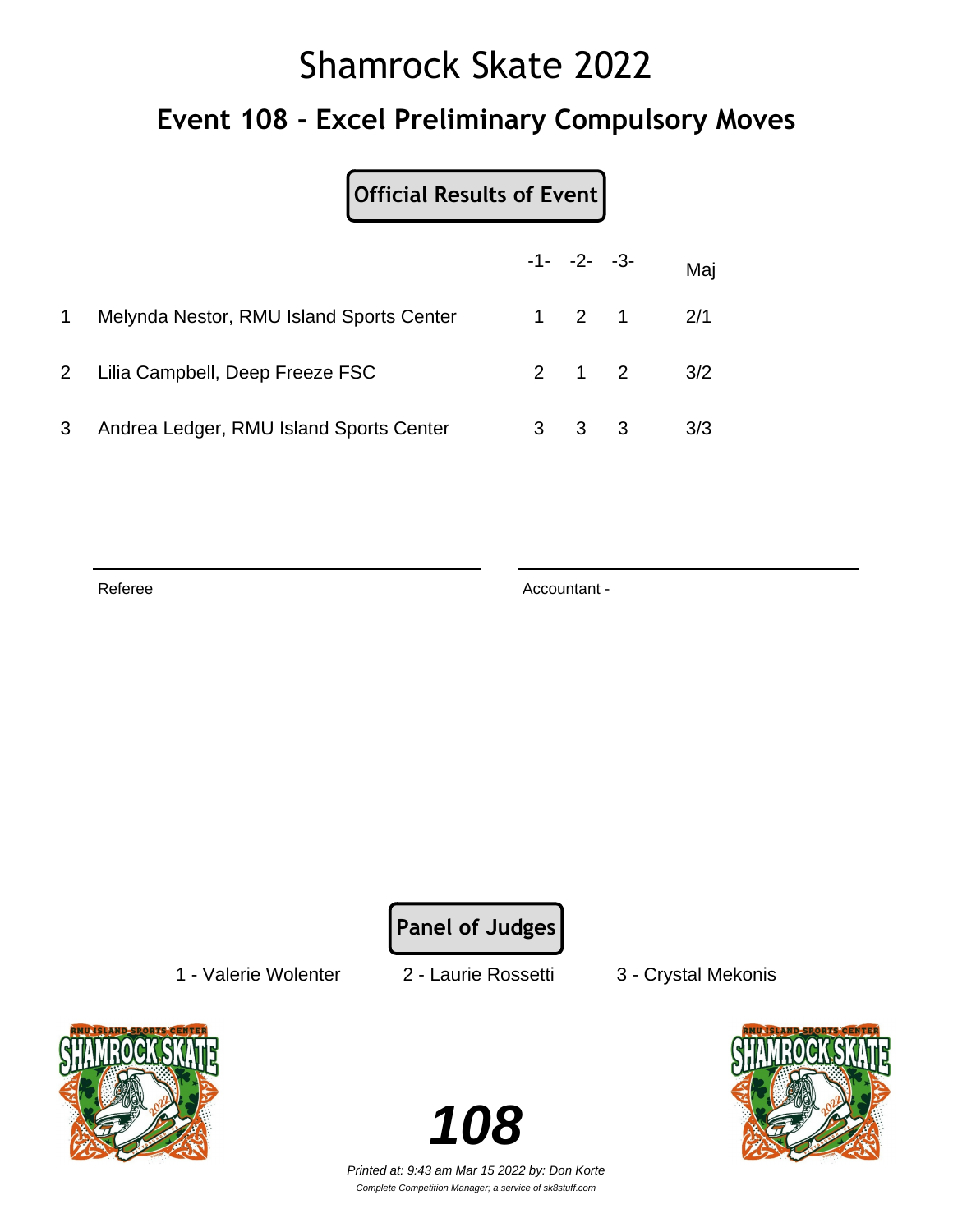# Shamrock Skate 2022

## Event 108 - Excel Preliminary Compulsory Moves

**Official Results of Event**

| | | -1- | -2- | -3- | Maj |
|---|---|---|---|---|---|
| 1 | Melynda Nestor, RMU Island Sports Center | 1 | 2 | 1 | 2/1 |
| 2 | Lilia Campbell, Deep Freeze FSC | 2 | 1 | 2 | 3/2 |
| 3 | Andrea Ledger, RMU Island Sports Center | 3 | 3 | 3 | 3/3 |

Referee

Accountant -

**Panel of Judges**

1 - Valerie Wolenter 2 - Laurie Rossetti 3 - Crystal Mekonis

**108**

*Printed at: 9:43 am Mar 15 2022 by: Don Korte*

*Complete Competition Manager; a service of sk8stuff.com*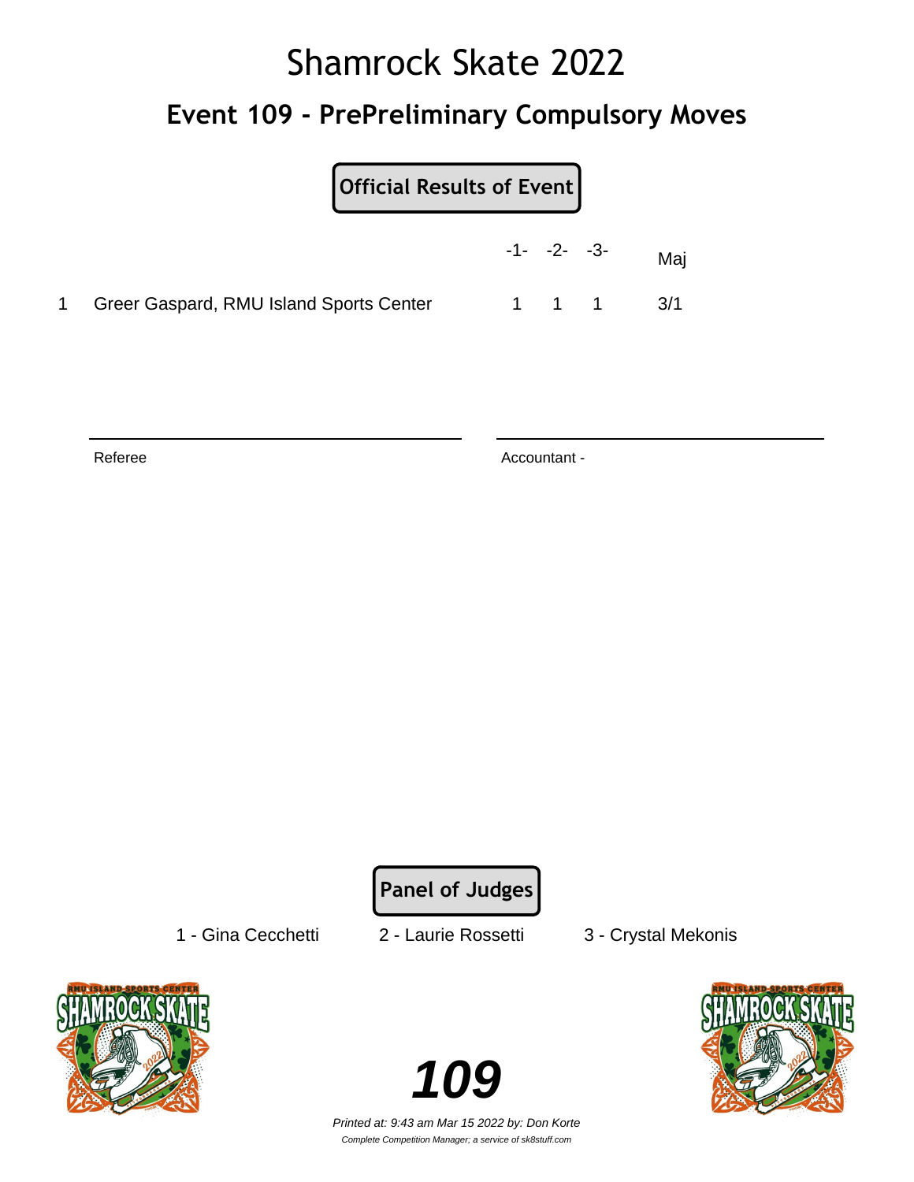# Shamrock Skate 2022

## Event 109 - PrePreliminary Compulsory Moves

**Official Results of Event**

| | | -1- | -2- | -3- | Maj |
|---|---|---|---|---|---|
| 1 | Greer Gaspard, RMU Island Sports Center | 1 | 1 | 1 | 3/1 |

Referee

Accountant -

**Panel of Judges**

1 - Gina Cecchetti

2 - Laurie Rossetti

3 - Crystal Mekonis

**109**

*Printed at: 9:43 am Mar 15 2022 by: Don Korte*

*Complete Competition Manager; a service of sk8stuff.com*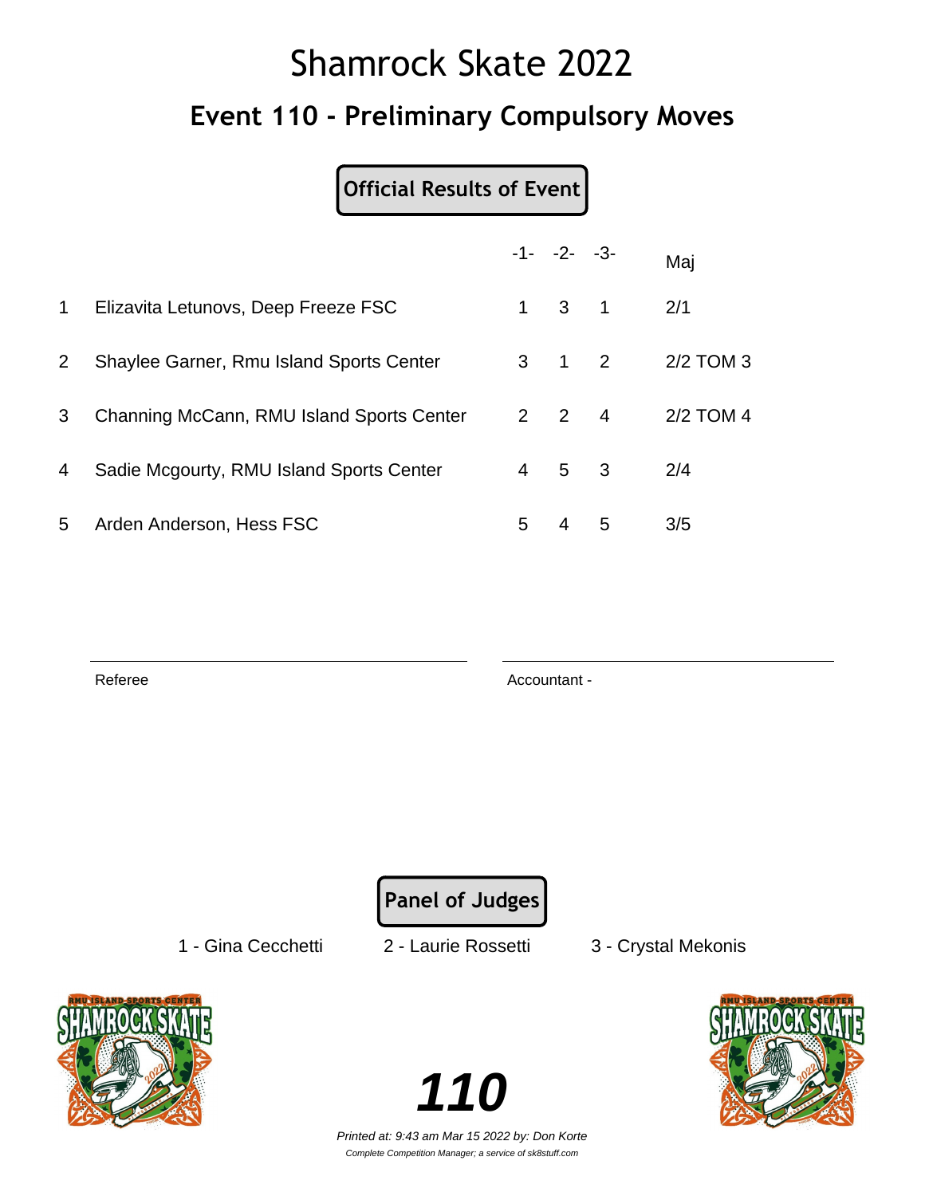# Shamrock Skate 2022

## Event 110 - Preliminary Compulsory Moves

**Official Results of Event**

| | | -1- | -2- | -3- | Maj |
|---|---|---|---|---|---|
| 1 | Elizavita Letunovs, Deep Freeze FSC | 1 | 3 | 1 | 2/1 |
| 2 | Shaylee Garner, Rmu Island Sports Center | 3 | 1 | 2 | 2/2 TOM 3 |
| 3 | Channing McCann, RMU Island Sports Center | 2 | 2 | 4 | 2/2 TOM 4 |
| 4 | Sadie Mcgourty, RMU Island Sports Center | 4 | 5 | 3 | 2/4 |
| 5 | Arden Anderson, Hess FSC | 5 | 4 | 5 | 3/5 |

Referee

Accountant -

**Panel of Judges**

1 - Gina Cecchetti    2 - Laurie Rossetti    3 - Crystal Mekonis

**110**

*Printed at: 9:43 am Mar 15 2022 by: Don Korte*

*Complete Competition Manager; a service of sk8stuff.com*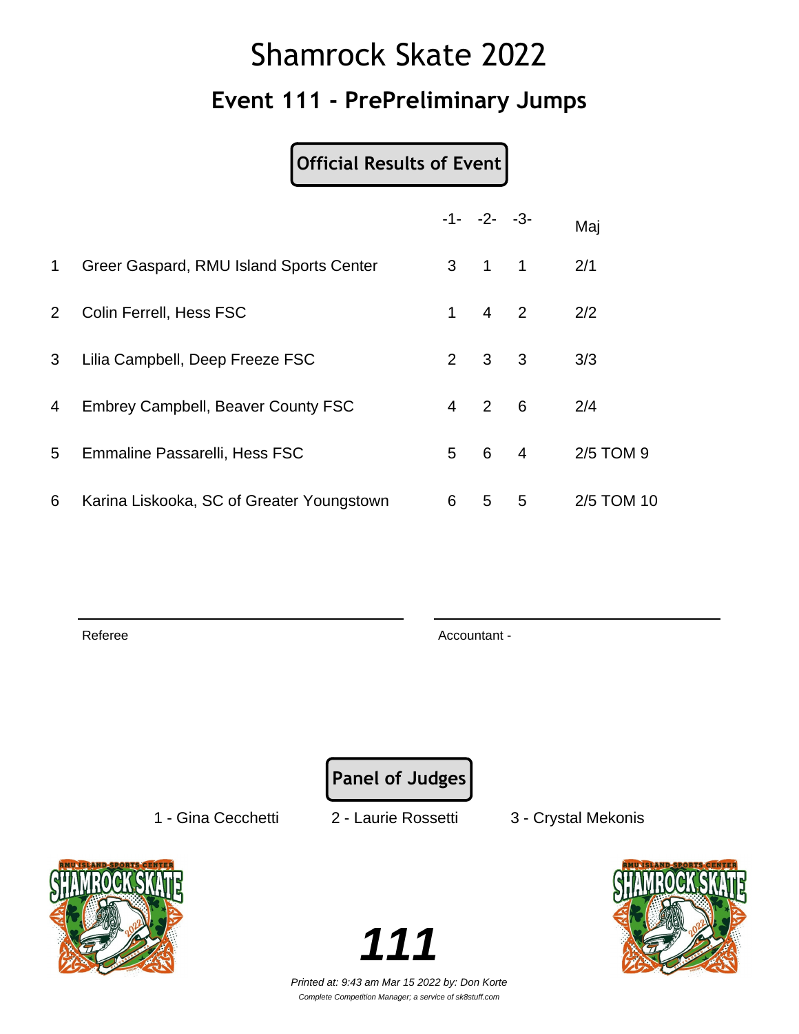# Shamrock Skate 2022

## Event 111 - PrePreliminary Jumps

**Official Results of Event**

| | | -1- | -2- | -3- | Maj |
|---|---|---|---|---|---|
| 1 | Greer Gaspard, RMU Island Sports Center | 3 | 1 | 1 | 2/1 |
| 2 | Colin Ferrell, Hess FSC | 1 | 4 | 2 | 2/2 |
| 3 | Lilia Campbell, Deep Freeze FSC | 2 | 3 | 3 | 3/3 |
| 4 | Embrey Campbell, Beaver County FSC | 4 | 2 | 6 | 2/4 |
| 5 | Emmaline Passarelli, Hess FSC | 5 | 6 | 4 | 2/5 TOM 9 |
| 6 | Karina Liskooka, SC of Greater Youngstown | 6 | 5 | 5 | 2/5 TOM 10 |

Referee

Accountant -

**Panel of Judges**

1 - Gina Cecchetti 2 - Laurie Rossetti 3 - Crystal Mekonis

***111***

*Printed at: 9:43 am Mar 15 2022 by: Don Korte*

*Complete Competition Manager; a service of sk8stuff.com*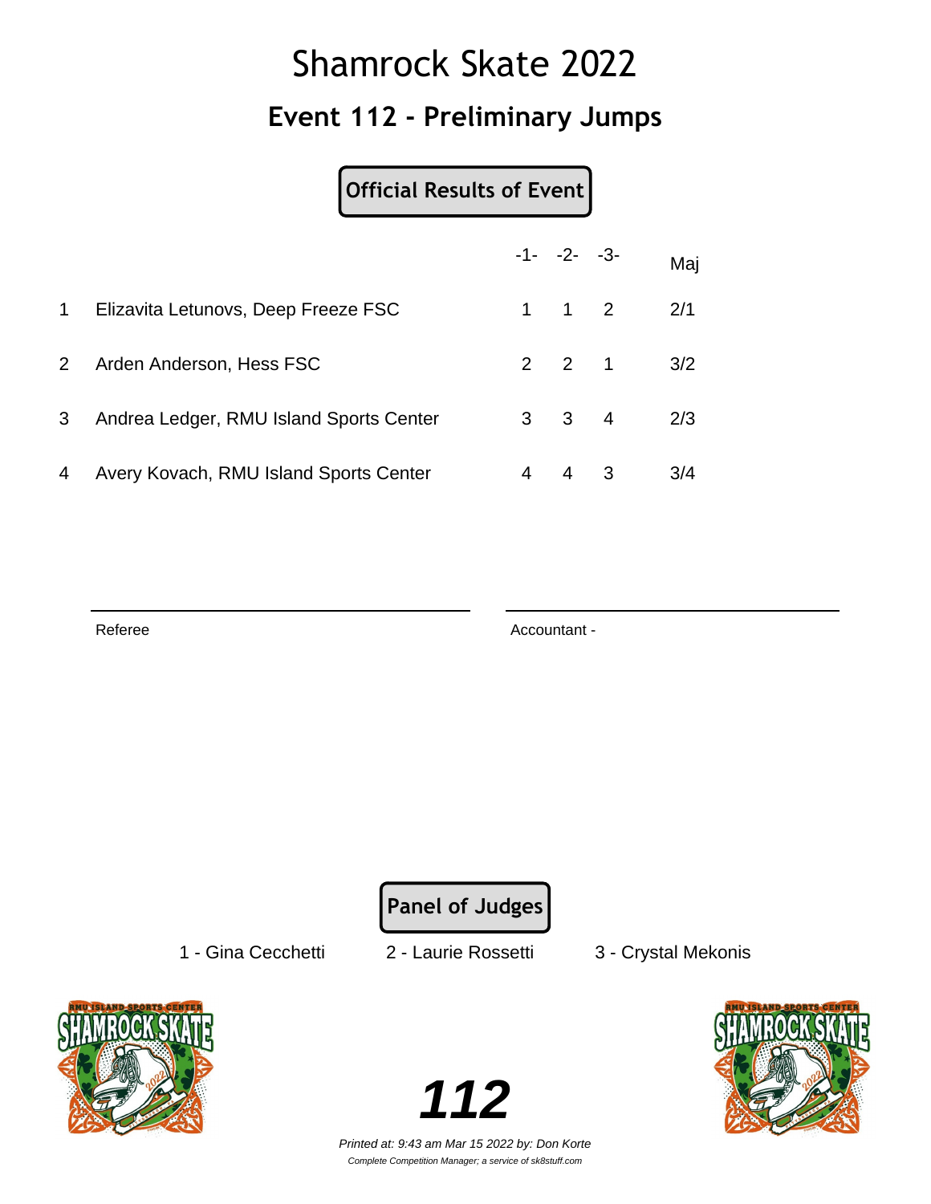# Shamrock Skate 2022

## Event 112 - Preliminary Jumps

**Official Results of Event**

| | | -1- | -2- | -3- | Maj |
|---|---|---|---|---|---|
| 1 | Elizavita Letunovs, Deep Freeze FSC | 1 | 1 | 2 | 2/1 |
| 2 | Arden Anderson, Hess FSC | 2 | 2 | 1 | 3/2 |
| 3 | Andrea Ledger, RMU Island Sports Center | 3 | 3 | 4 | 2/3 |
| 4 | Avery Kovach, RMU Island Sports Center | 4 | 4 | 3 | 3/4 |

Referee

Accountant -

**Panel of Judges**

1 - Gina Cecchetti 2 - Laurie Rossetti 3 - Crystal Mekonis

**112**

*Printed at: 9:43 am Mar 15 2022 by: Don Korte*

*Complete Competition Manager; a service of sk8stuff.com*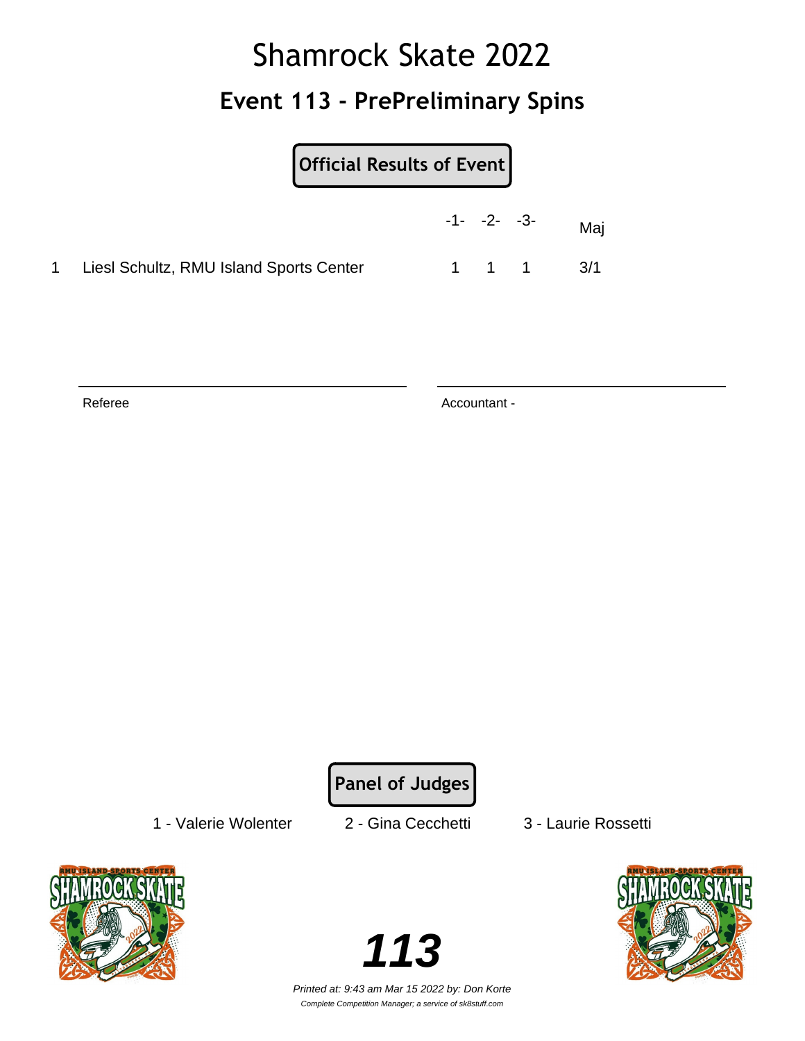# Shamrock Skate 2022

## Event 113 - PrePreliminary Spins

**Official Results of Event**

| | | -1- | -2- | -3- | Maj |
|---|---|---|---|---|---|
| 1 | Liesl Schultz, RMU Island Sports Center | 1 | 1 | 1 | 3/1 |

Referee

Accountant -

**Panel of Judges**

1 - Valerie Wolenter  2 - Gina Cecchetti  3 - Laurie Rossetti

**113**

*Printed at: 9:43 am Mar 15 2022 by: Don Korte*

*Complete Competition Manager; a service of sk8stuff.com*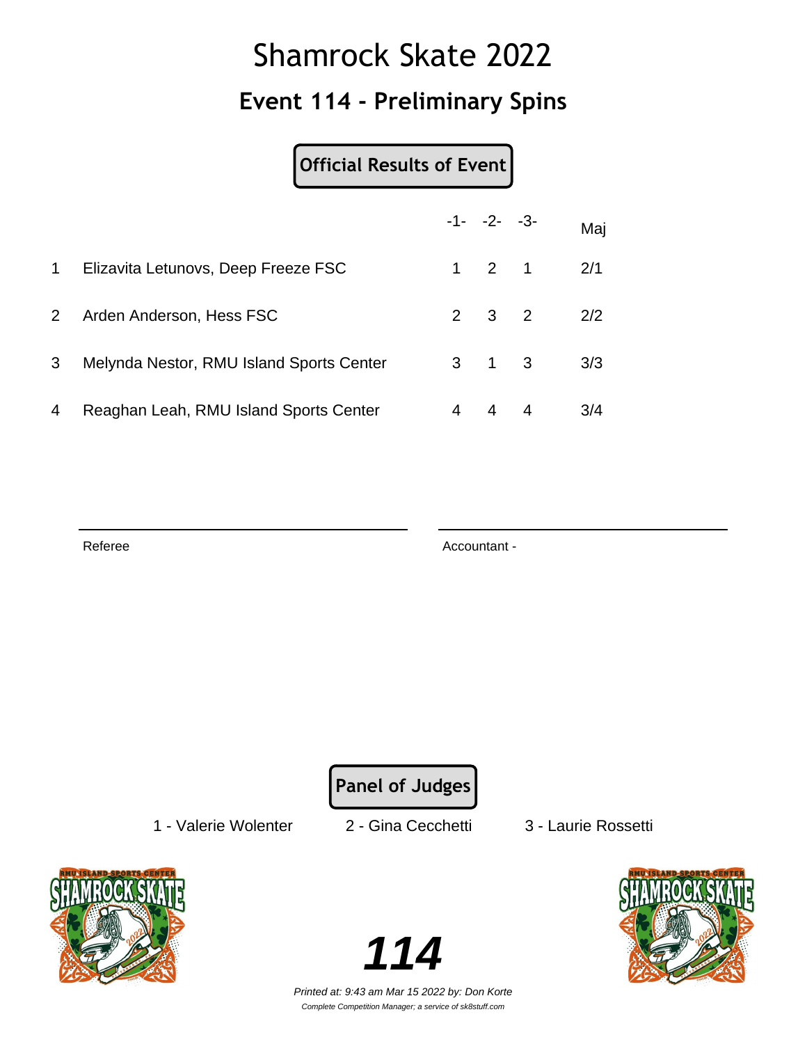# Shamrock Skate 2022

## Event 114 - Preliminary Spins

**Official Results of Event**

| | | -1- | -2- | -3- | Maj |
|---|---|---|---|---|---|
| 1 | Elizavita Letunovs, Deep Freeze FSC | 1 | 2 | 1 | 2/1 |
| 2 | Arden Anderson, Hess FSC | 2 | 3 | 2 | 2/2 |
| 3 | Melynda Nestor, RMU Island Sports Center | 3 | 1 | 3 | 3/3 |
| 4 | Reaghan Leah, RMU Island Sports Center | 4 | 4 | 4 | 3/4 |

Referee

Accountant -

**Panel of Judges**

1 - Valerie Wolenter    2 - Gina Cecchetti    3 - Laurie Rossetti

**114**

*Printed at: 9:43 am Mar 15 2022 by: Don Korte*

*Complete Competition Manager; a service of sk8stuff.com*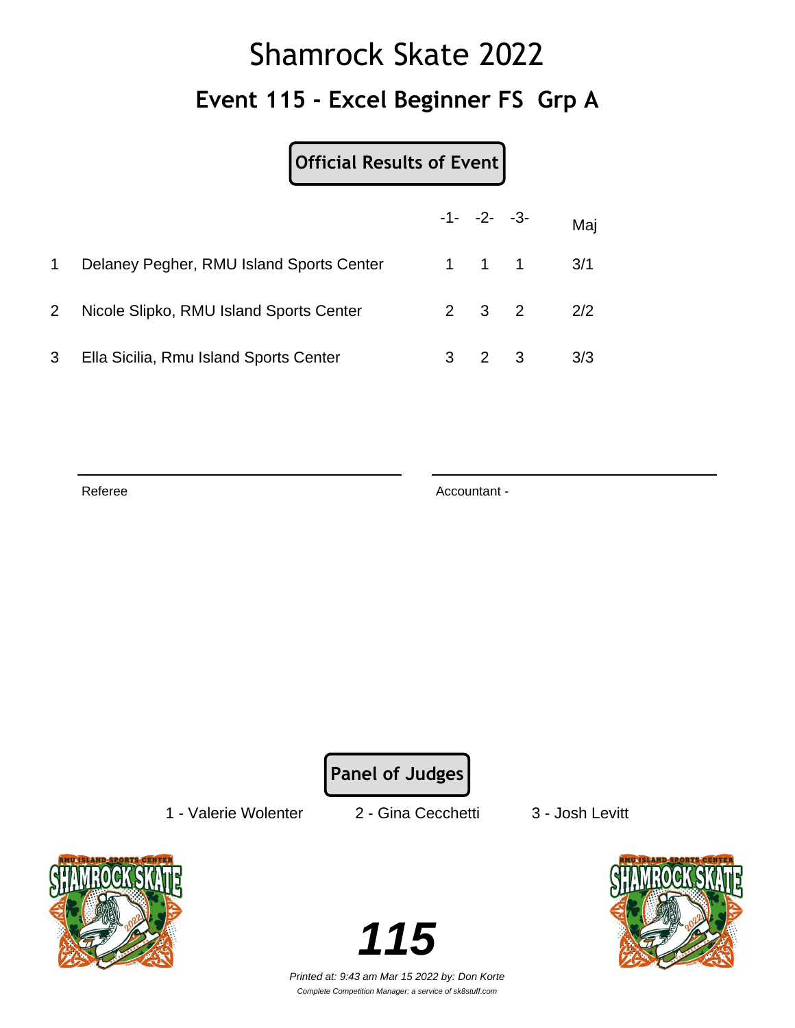# Shamrock Skate 2022

## Event 115 - Excel Beginner FS Grp A

**Official Results of Event**

| | | -1- | -2- | -3- | Maj |
|---|---|---|---|---|---|
| 1 | Delaney Pegher, RMU Island Sports Center | 1 | 1 | 1 | 3/1 |
| 2 | Nicole Slipko, RMU Island Sports Center | 2 | 3 | 2 | 2/2 |
| 3 | Ella Sicilia, Rmu Island Sports Center | 3 | 2 | 3 | 3/3 |

Referee

Accountant -

**Panel of Judges**

1 - Valerie Wolenter    2 - Gina Cecchetti    3 - Josh Levitt

**115**

*Printed at: 9:43 am Mar 15 2022 by: Don Korte*

*Complete Competition Manager; a service of sk8stuff.com*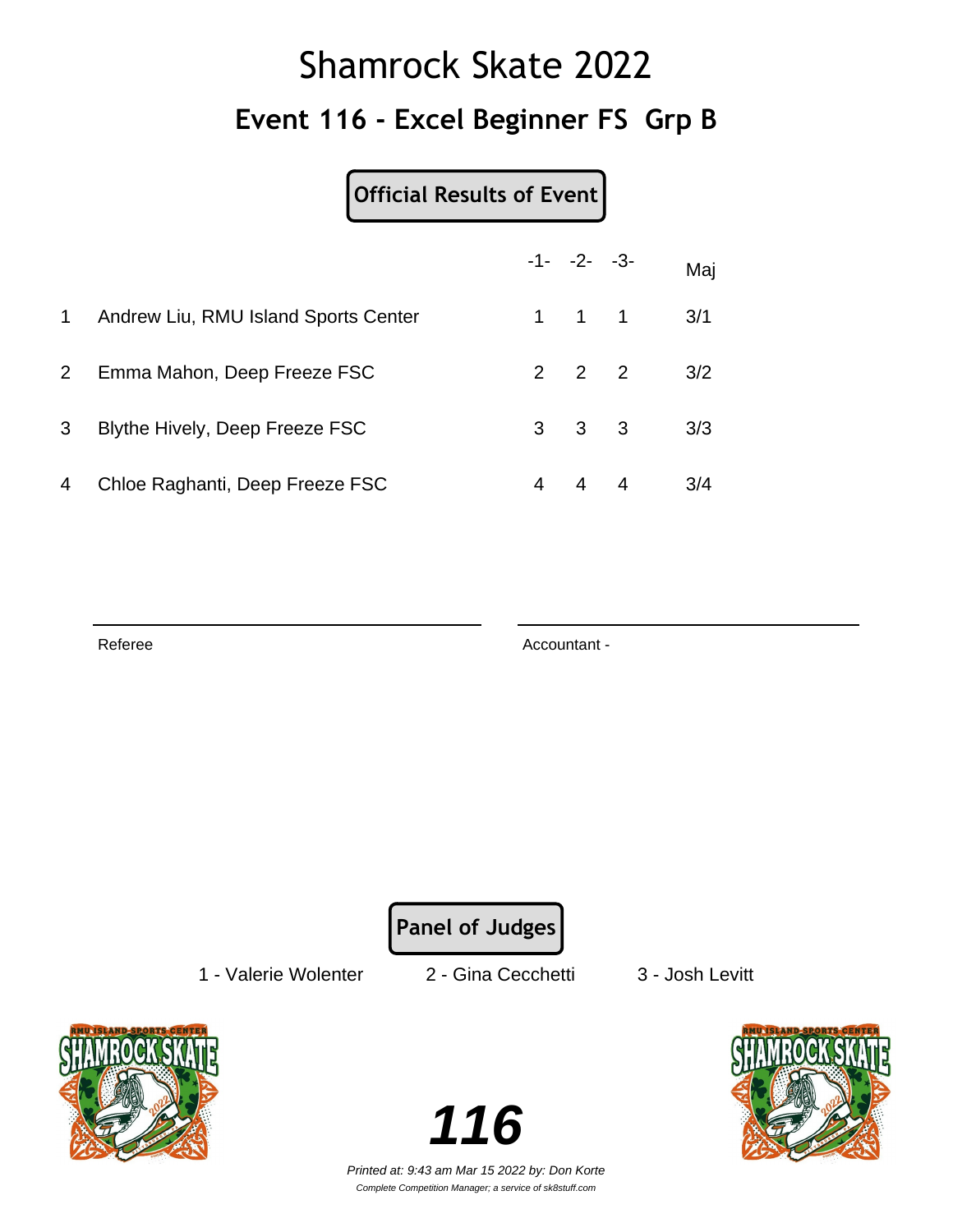# Shamrock Skate 2022

## Event 116 - Excel Beginner FS  Grp B

**Official Results of Event**

| | | -1- | -2- | -3- | Maj |
|---|---|---|---|---|---|
| 1 | Andrew Liu, RMU Island Sports Center | 1 | 1 | 1 | 3/1 |
| 2 | Emma Mahon, Deep Freeze FSC | 2 | 2 | 2 | 3/2 |
| 3 | Blythe Hively, Deep Freeze FSC | 3 | 3 | 3 | 3/3 |
| 4 | Chloe Raghanti, Deep Freeze FSC | 4 | 4 | 4 | 3/4 |

Referee

Accountant -

**Panel of Judges**

1 - Valerie Wolenter     2 - Gina Cecchetti     3 - Josh Levitt

**116**

*Printed at: 9:43 am Mar 15 2022 by: Don Korte*

*Complete Competition Manager; a service of sk8stuff.com*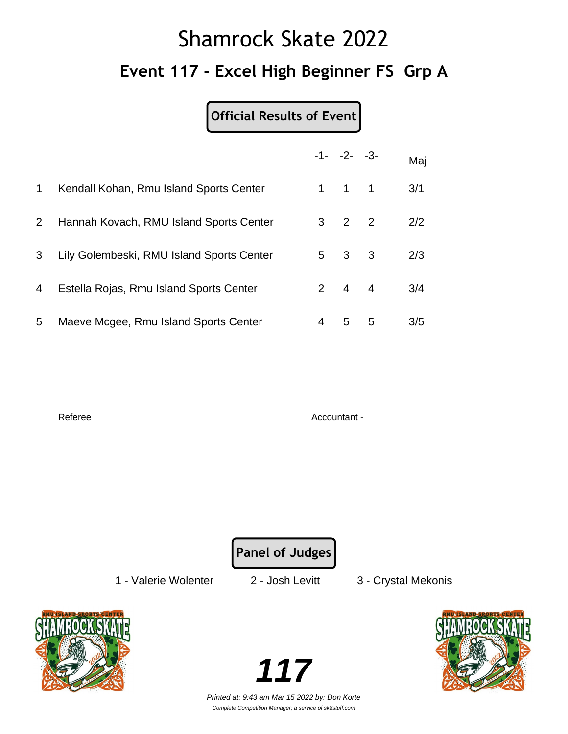# Shamrock Skate 2022

## Event 117 - Excel High Beginner FS Grp A

**Official Results of Event**

| | | -1- | -2- | -3- | Maj |
|---|---|---|---|---|---|
| 1 | Kendall Kohan, Rmu Island Sports Center | 1 | 1 | 1 | 3/1 |
| 2 | Hannah Kovach, RMU Island Sports Center | 3 | 2 | 2 | 2/2 |
| 3 | Lily Golembeski, RMU Island Sports Center | 5 | 3 | 3 | 2/3 |
| 4 | Estella Rojas, Rmu Island Sports Center | 2 | 4 | 4 | 3/4 |
| 5 | Maeve Mcgee, Rmu Island Sports Center | 4 | 5 | 5 | 3/5 |

Referee

Accountant -

**Panel of Judges**

1 - Valerie Wolenter

2 - Josh Levitt

3 - Crystal Mekonis

**117**

*Printed at: 9:43 am Mar 15 2022 by: Don Korte*

*Complete Competition Manager; a service of sk8stuff.com*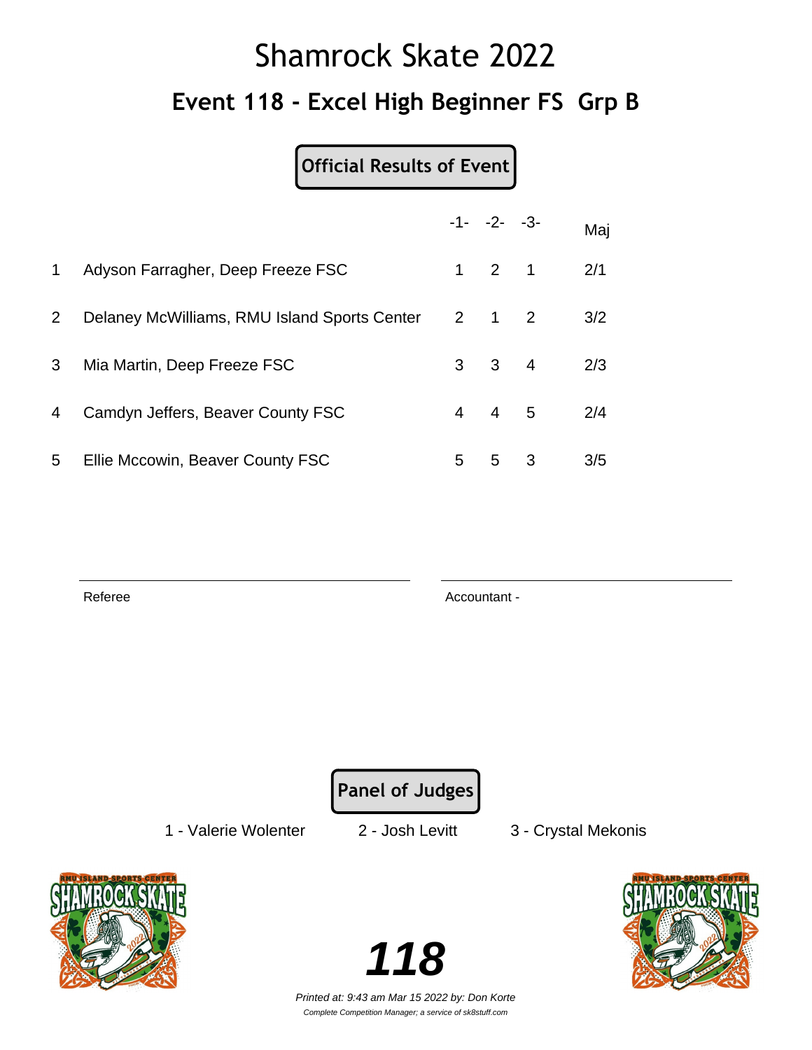# Shamrock Skate 2022

## Event 118 - Excel High Beginner FS Grp B

**Official Results of Event**

| | | -1- | -2- | -3- | Maj |
|---|---|---|---|---|---|
| 1 | Adyson Farragher, Deep Freeze FSC | 1 | 2 | 1 | 2/1 |
| 2 | Delaney McWilliams, RMU Island Sports Center | 2 | 1 | 2 | 3/2 |
| 3 | Mia Martin, Deep Freeze FSC | 3 | 3 | 4 | 2/3 |
| 4 | Camdyn Jeffers, Beaver County FSC | 4 | 4 | 5 | 2/4 |
| 5 | Ellie Mccowin, Beaver County FSC | 5 | 5 | 3 | 3/5 |

Referee

Accountant -

**Panel of Judges**

1 - Valerie Wolenter     2 - Josh Levitt     3 - Crystal Mekonis

**118**

*Printed at: 9:43 am Mar 15 2022 by: Don Korte*

*Complete Competition Manager; a service of sk8stuff.com*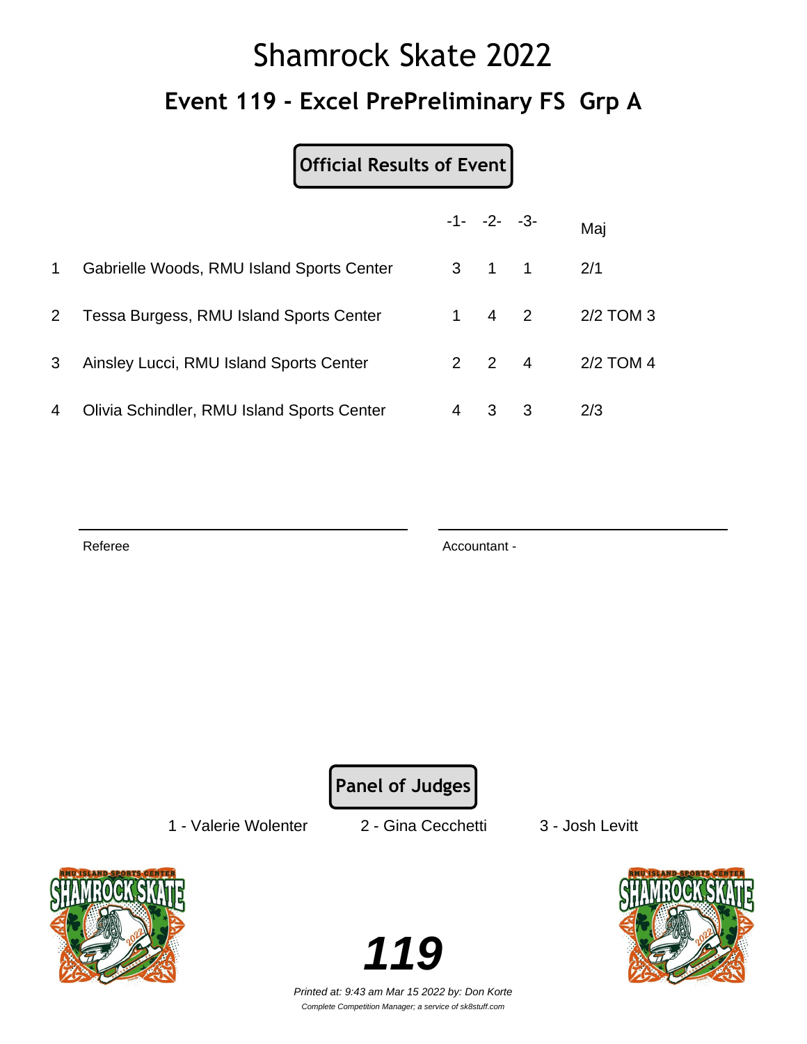# Shamrock Skate 2022

## Event 119 - Excel PrePreliminary FS Grp A

**Official Results of Event**

| | | -1- | -2- | -3- | Maj |
|---|---|---|---|---|---|
| 1 | Gabrielle Woods, RMU Island Sports Center | 3 | 1 | 1 | 2/1 |
| 2 | Tessa Burgess, RMU Island Sports Center | 1 | 4 | 2 | 2/2 TOM 3 |
| 3 | Ainsley Lucci, RMU Island Sports Center | 2 | 2 | 4 | 2/2 TOM 4 |
| 4 | Olivia Schindler, RMU Island Sports Center | 4 | 3 | 3 | 2/3 |

Referee

Accountant -

**Panel of Judges**

1 - Valerie Wolenter  2 - Gina Cecchetti  3 - Josh Levitt

**119**

*Printed at: 9:43 am Mar 15 2022 by: Don Korte*

*Complete Competition Manager; a service of sk8stuff.com*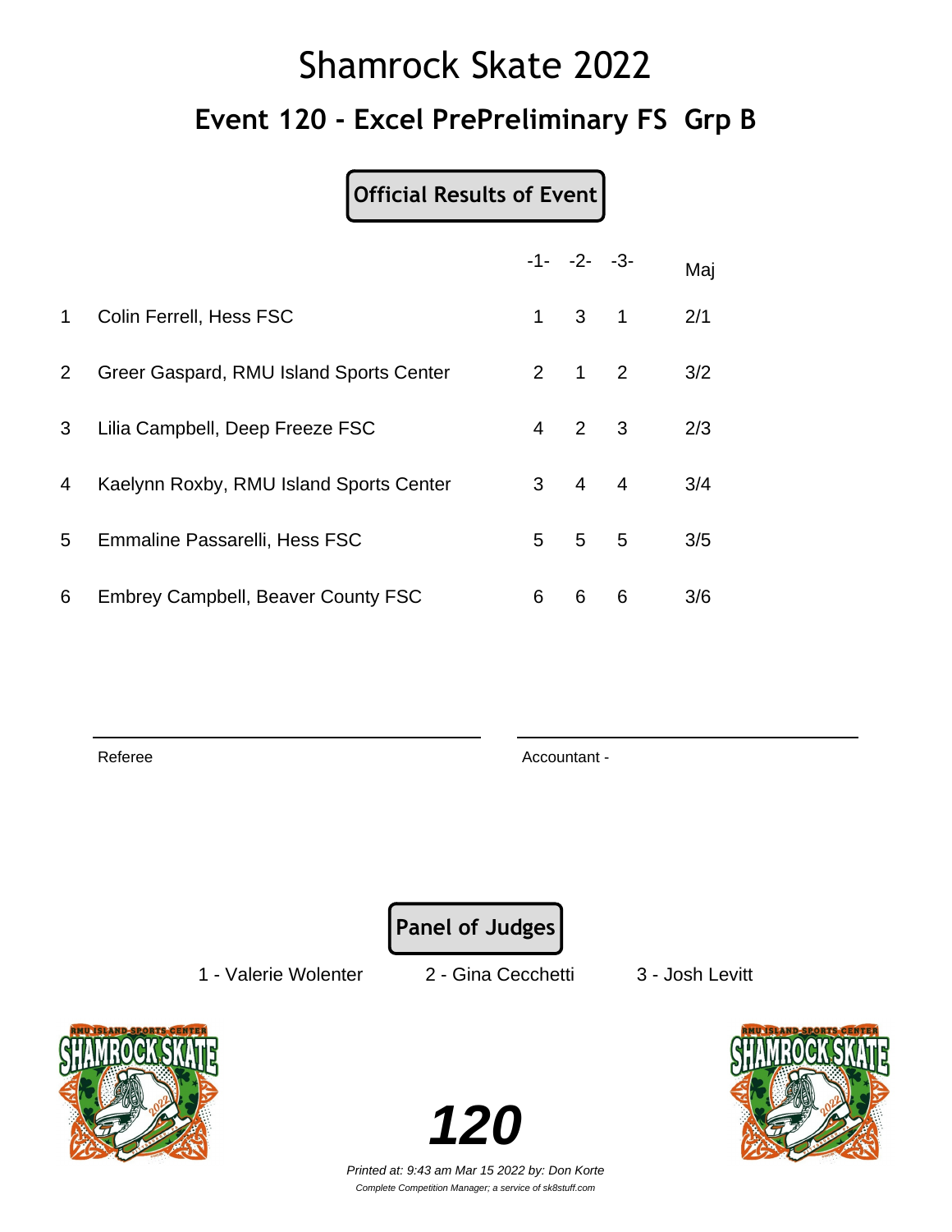# Shamrock Skate 2022

## Event 120 - Excel PrePreliminary FS Grp B

**Official Results of Event**

| | | -1- | -2- | -3- | Maj |
|---|---|---|---|---|---|
| 1 | Colin Ferrell, Hess FSC | 1 | 3 | 1 | 2/1 |
| 2 | Greer Gaspard, RMU Island Sports Center | 2 | 1 | 2 | 3/2 |
| 3 | Lilia Campbell, Deep Freeze FSC | 4 | 2 | 3 | 2/3 |
| 4 | Kaelynn Roxby, RMU Island Sports Center | 3 | 4 | 4 | 3/4 |
| 5 | Emmaline Passarelli, Hess FSC | 5 | 5 | 5 | 3/5 |
| 6 | Embrey Campbell, Beaver County FSC | 6 | 6 | 6 | 3/6 |

Referee

Accountant -

**Panel of Judges**

1 - Valerie Wolenter 2 - Gina Cecchetti 3 - Josh Levitt

**120**

*Printed at: 9:43 am Mar 15 2022 by: Don Korte*

*Complete Competition Manager; a service of sk8stuff.com*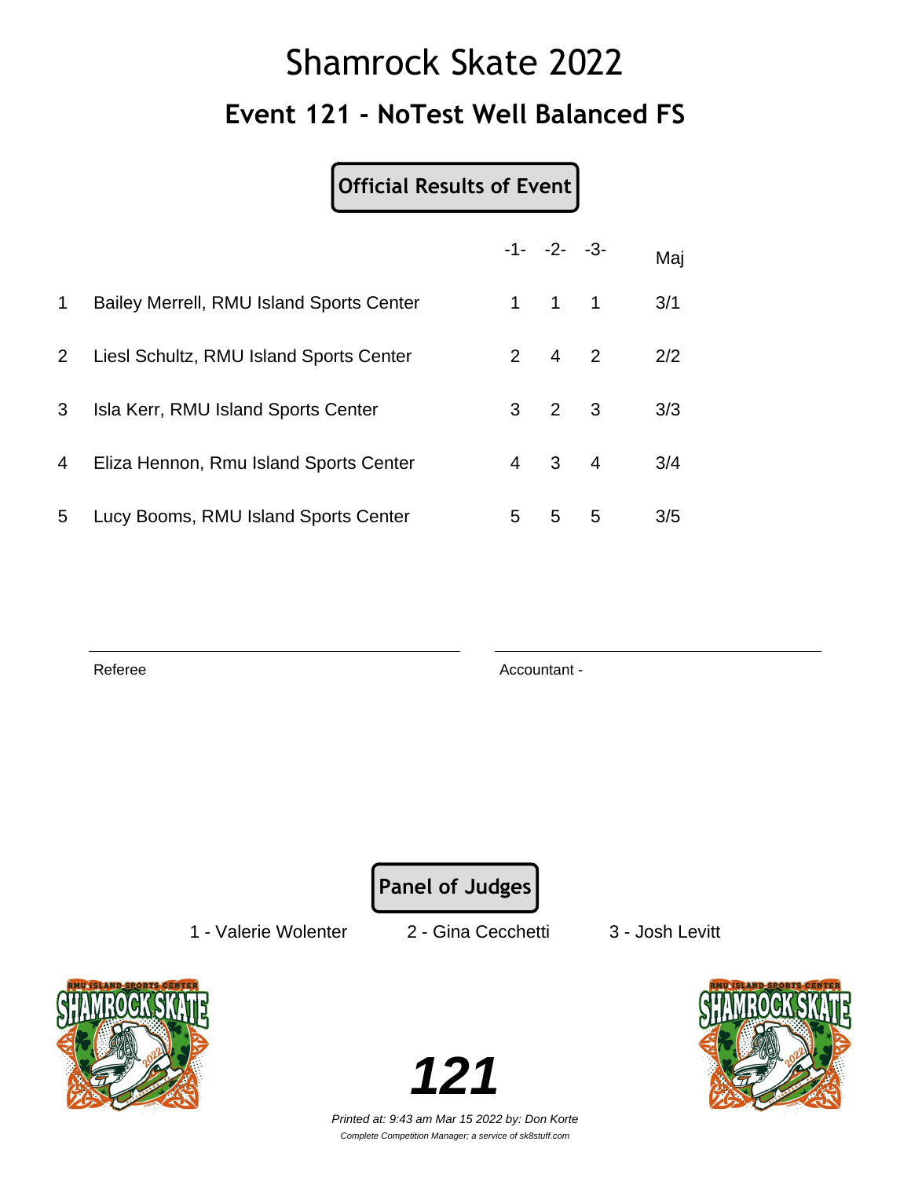# Shamrock Skate 2022

## Event 121 - NoTest Well Balanced FS

**Official Results of Event**

| | | -1- | -2- | -3- | Maj |
|---|---|---|---|---|---|
| 1 | Bailey Merrell, RMU Island Sports Center | 1 | 1 | 1 | 3/1 |
| 2 | Liesl Schultz, RMU Island Sports Center | 2 | 4 | 2 | 2/2 |
| 3 | Isla Kerr, RMU Island Sports Center | 3 | 2 | 3 | 3/3 |
| 4 | Eliza Hennon, Rmu Island Sports Center | 4 | 3 | 4 | 3/4 |
| 5 | Lucy Booms, RMU Island Sports Center | 5 | 5 | 5 | 3/5 |

Referee

Accountant -

**Panel of Judges**

1 - Valerie Wolenter 2 - Gina Cecchetti 3 - Josh Levitt

**121**

*Printed at: 9:43 am Mar 15 2022 by: Don Korte*

*Complete Competition Manager; a service of sk8stuff.com*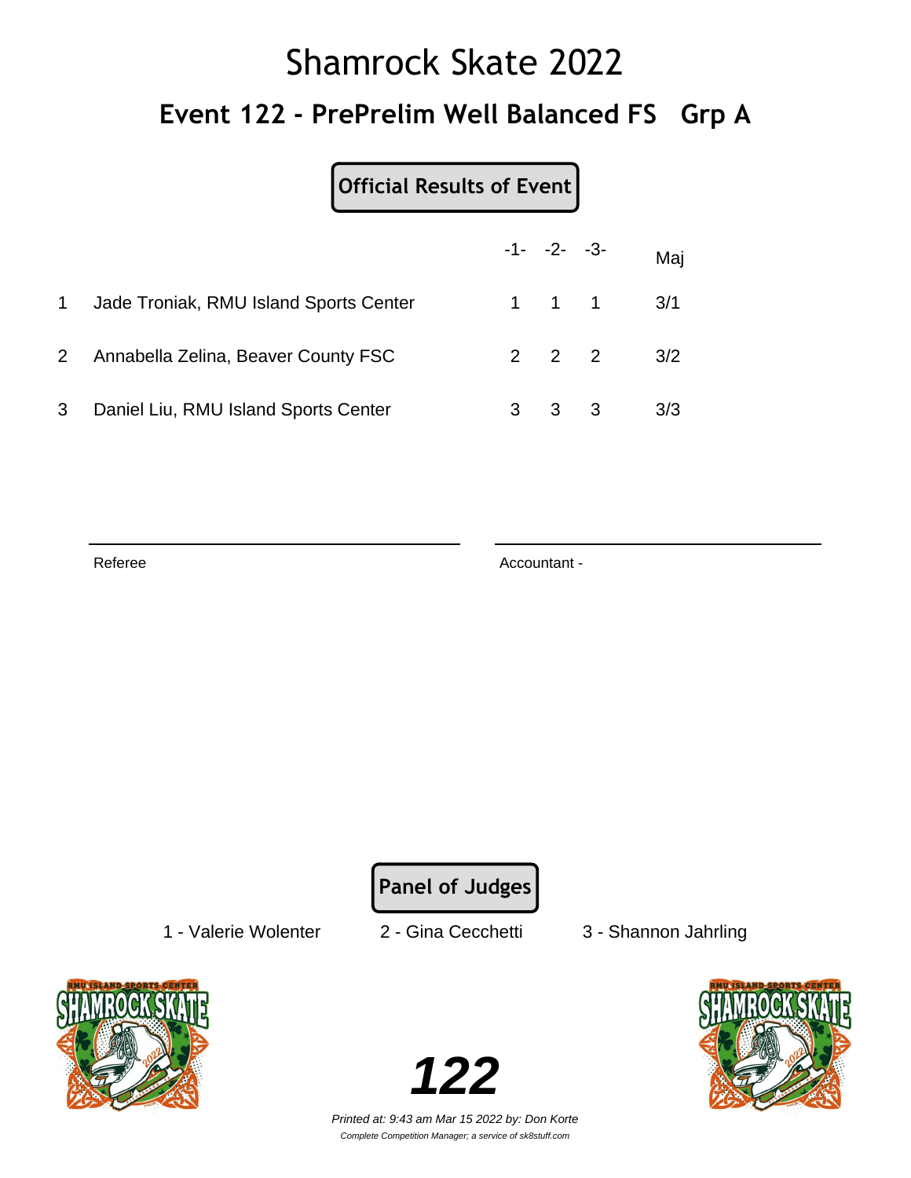# Shamrock Skate 2022

## Event 122 - PrePrelim Well Balanced FS Grp A

**Official Results of Event**

| | | -1- | -2- | -3- | Maj |
|---|---|---|---|---|---|
| 1 | Jade Troniak, RMU Island Sports Center | 1 | 1 | 1 | 3/1 |
| 2 | Annabella Zelina, Beaver County FSC | 2 | 2 | 2 | 3/2 |
| 3 | Daniel Liu, RMU Island Sports Center | 3 | 3 | 3 | 3/3 |

Referee

Accountant -

**Panel of Judges**

1 - Valerie Wolenter    2 - Gina Cecchetti    3 - Shannon Jahrling

**122**

*Printed at: 9:43 am Mar 15 2022 by: Don Korte*

*Complete Competition Manager; a service of sk8stuff.com*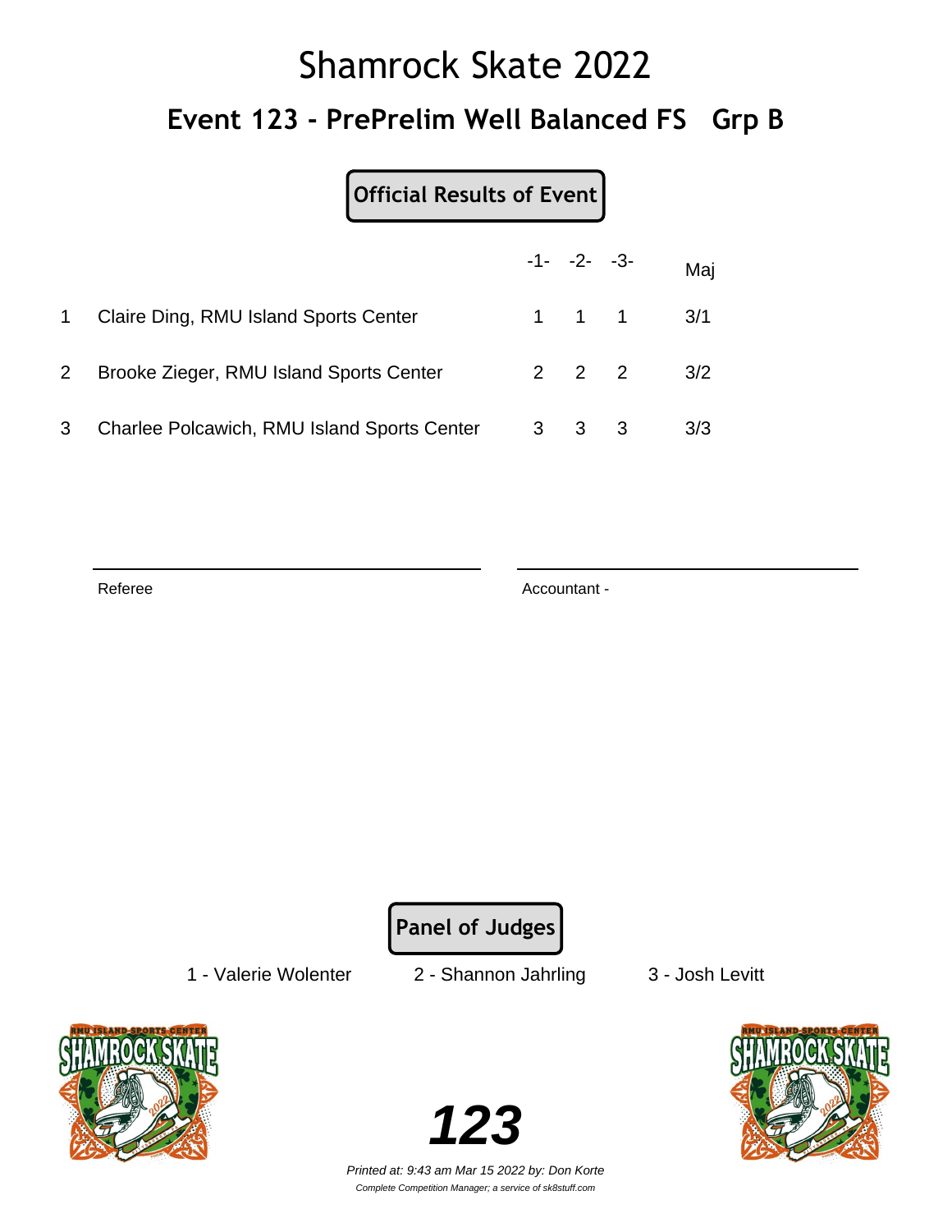# Shamrock Skate 2022

## Event 123 - PrePrelim Well Balanced FS Grp B

**Official Results of Event**

| | | -1- | -2- | -3- | Maj |
|---|---|---|---|---|---|
| 1 | Claire Ding, RMU Island Sports Center | 1 | 1 | 1 | 3/1 |
| 2 | Brooke Zieger, RMU Island Sports Center | 2 | 2 | 2 | 3/2 |
| 3 | Charlee Polcawich, RMU Island Sports Center | 3 | 3 | 3 | 3/3 |

Referee

Accountant -

**Panel of Judges**

1 - Valerie Wolenter　　2 - Shannon Jahrling　　3 - Josh Levitt

**123**

*Printed at: 9:43 am Mar 15 2022 by: Don Korte*

*Complete Competition Manager; a service of sk8stuff.com*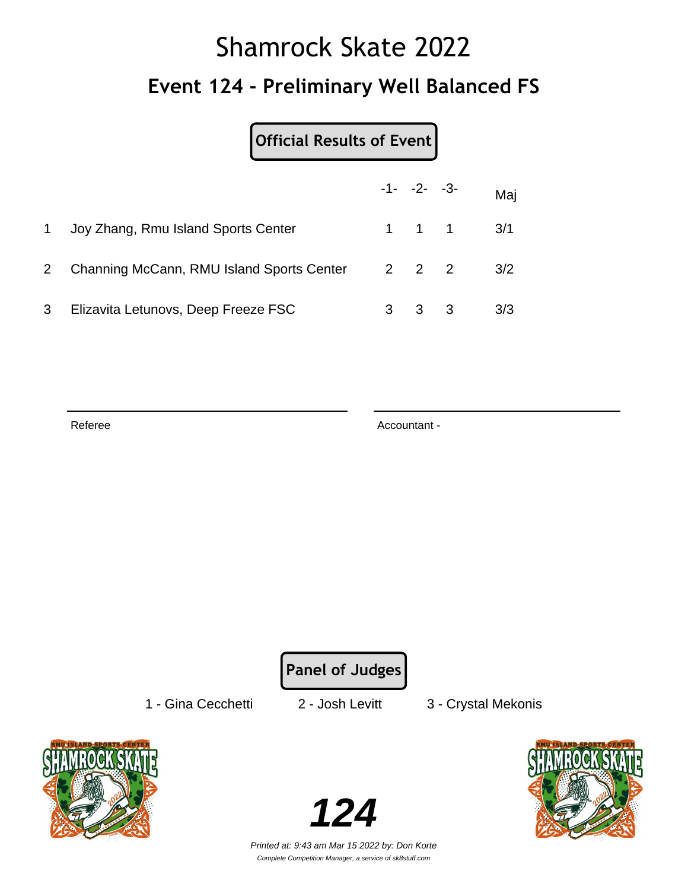# Shamrock Skate 2022

## Event 124 - Preliminary Well Balanced FS

**Official Results of Event**

| | | -1- | -2- | -3- | Maj |
|---|---|---|---|---|---|
| 1 | Joy Zhang, Rmu Island Sports Center | 1 | 1 | 1 | 3/1 |
| 2 | Channing McCann, RMU Island Sports Center | 2 | 2 | 2 | 3/2 |
| 3 | Elizavita Letunovs, Deep Freeze FSC | 3 | 3 | 3 | 3/3 |

Referee

Accountant -

**Panel of Judges**

1 - Gina Cecchetti  2 - Josh Levitt  3 - Crystal Mekonis

**124**

*Printed at: 9:43 am Mar 15 2022 by: Don Korte*

*Complete Competition Manager; a service of sk8stuff.com*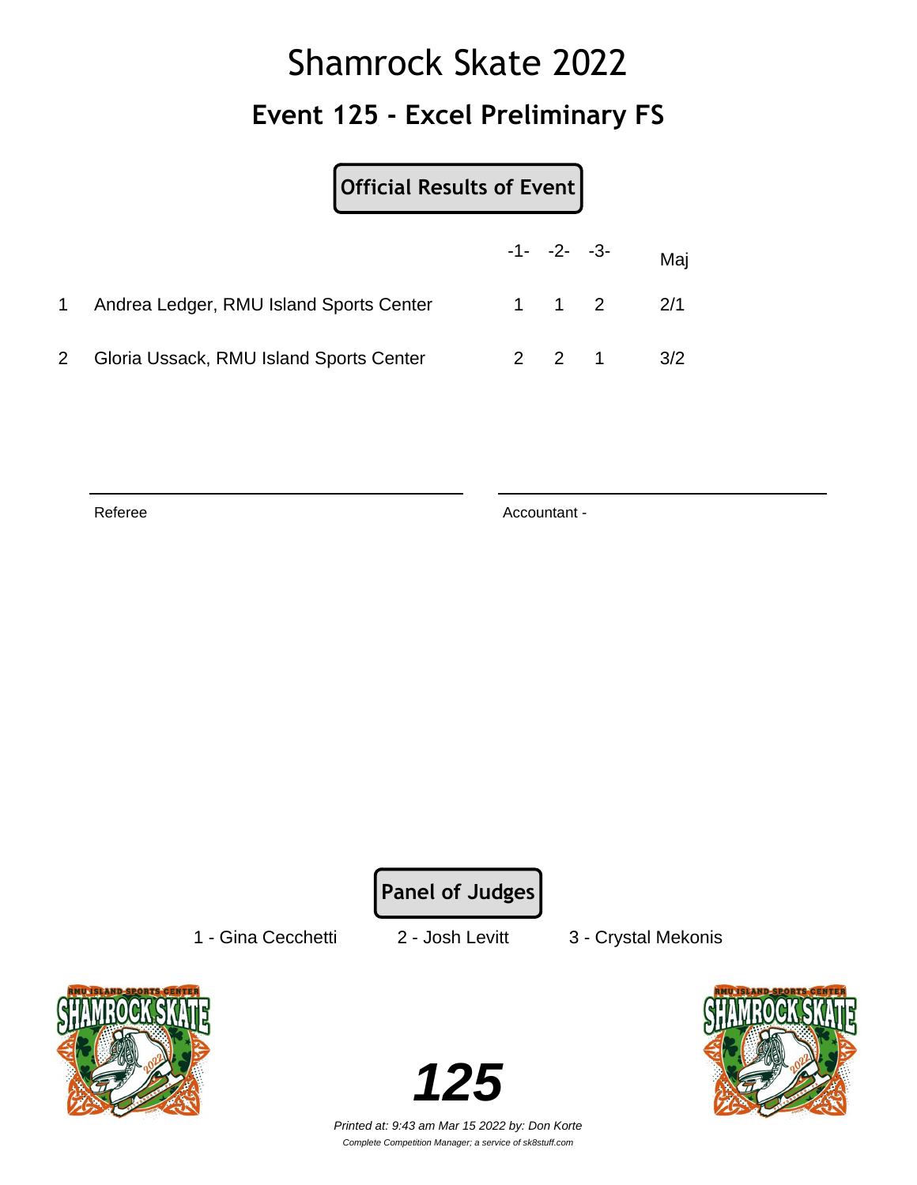# Shamrock Skate 2022

## Event 125 - Excel Preliminary FS

**Official Results of Event**

| | | -1- | -2- | -3- | Maj |
|---|---|---|---|---|---|
| 1 | Andrea Ledger, RMU Island Sports Center | 1 | 1 | 2 | 2/1 |
| 2 | Gloria Ussack, RMU Island Sports Center | 2 | 2 | 1 | 3/2 |

Referee

Accountant -

**Panel of Judges**

1 - Gina Cecchetti    2 - Josh Levitt    3 - Crystal Mekonis

**125**

*Printed at: 9:43 am Mar 15 2022 by: Don Korte*

*Complete Competition Manager; a service of sk8stuff.com*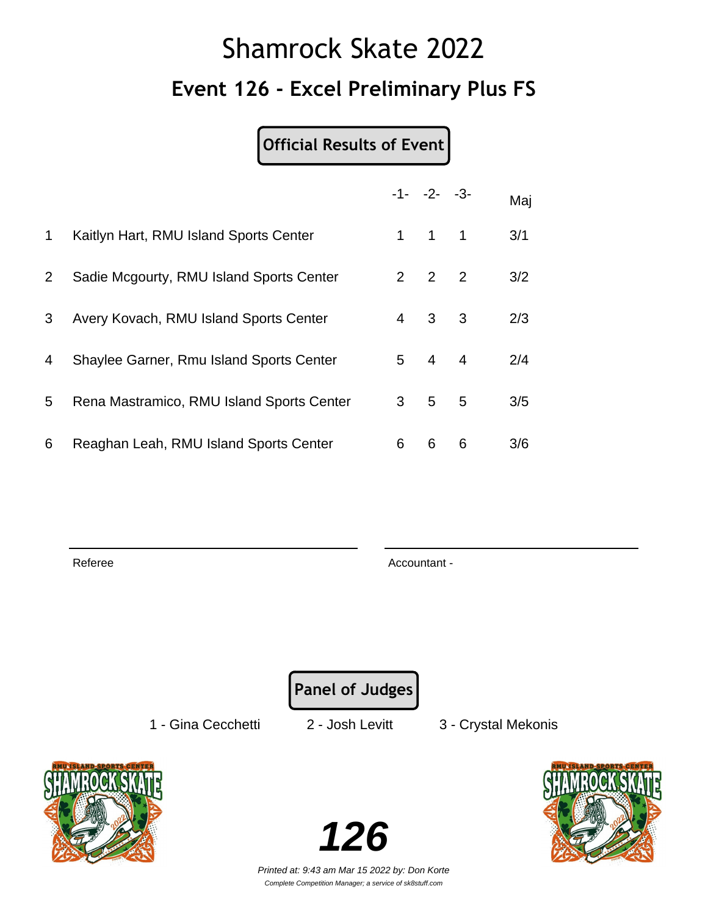# Shamrock Skate 2022

## Event 126 - Excel Preliminary Plus FS

**Official Results of Event**

| | | -1- | -2- | -3- | Maj |
|---|---|---|---|---|---|
| 1 | Kaitlyn Hart, RMU Island Sports Center | 1 | 1 | 1 | 3/1 |
| 2 | Sadie Mcgourty, RMU Island Sports Center | 2 | 2 | 2 | 3/2 |
| 3 | Avery Kovach, RMU Island Sports Center | 4 | 3 | 3 | 2/3 |
| 4 | Shaylee Garner, Rmu Island Sports Center | 5 | 4 | 4 | 2/4 |
| 5 | Rena Mastramico, RMU Island Sports Center | 3 | 5 | 5 | 3/5 |
| 6 | Reaghan Leah, RMU Island Sports Center | 6 | 6 | 6 | 3/6 |

Referee

Accountant -

**Panel of Judges**

1 - Gina Cecchetti    2 - Josh Levitt    3 - Crystal Mekonis

**126**

*Printed at: 9:43 am Mar 15 2022 by: Don Korte*

*Complete Competition Manager; a service of sk8stuff.com*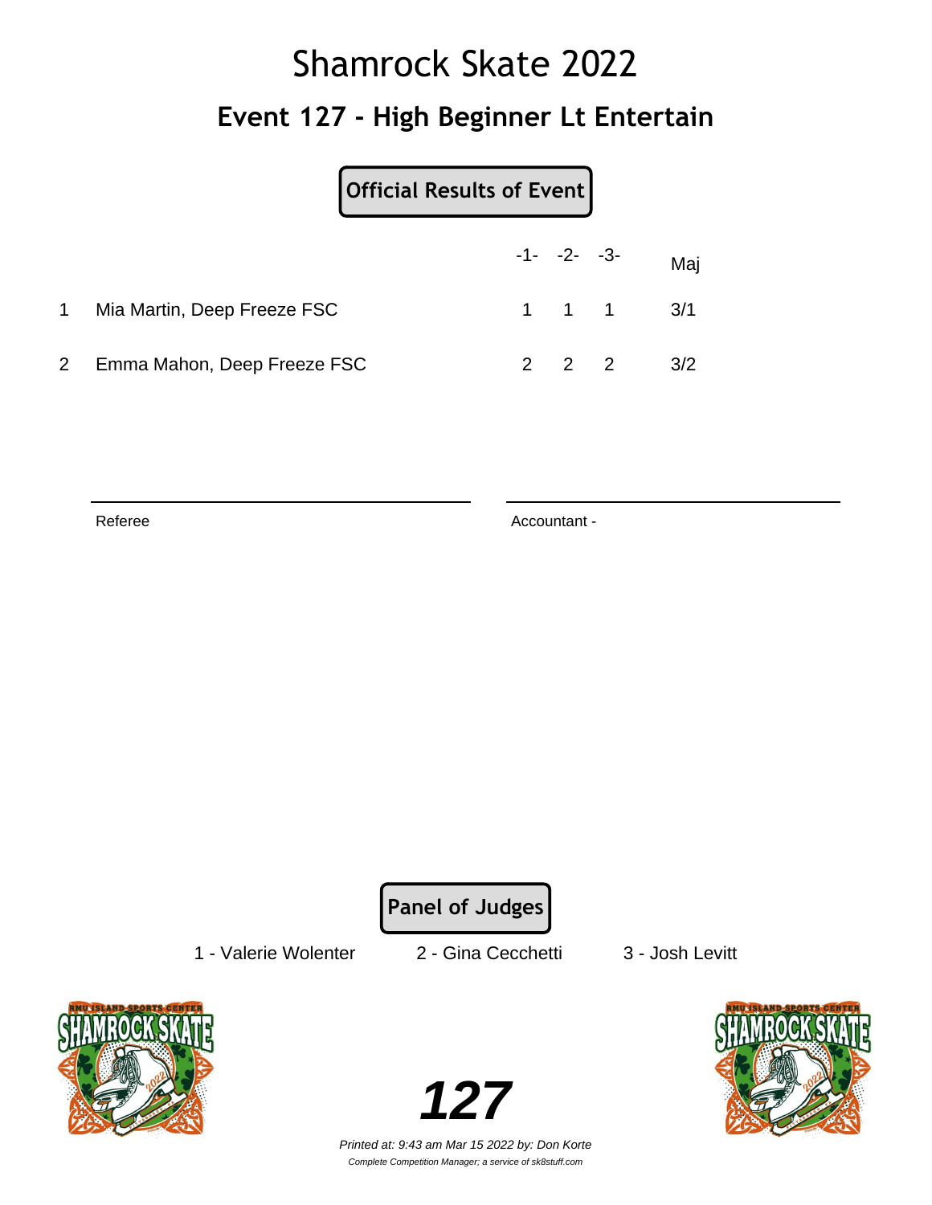# Shamrock Skate 2022

## Event 127 - High Beginner Lt Entertain

**Official Results of Event**

| | | -1- | -2- | -3- | Maj |
|---|---|---|---|---|---|
| 1 | Mia Martin, Deep Freeze FSC | 1 | 1 | 1 | 3/1 |
| 2 | Emma Mahon, Deep Freeze FSC | 2 | 2 | 2 | 3/2 |

Referee

Accountant -

**Panel of Judges**

1 - Valerie Wolenter     2 - Gina Cecchetti     3 - Josh Levitt

***127***

*Printed at: 9:43 am Mar 15 2022 by: Don Korte*

*Complete Competition Manager; a service of sk8stuff.com*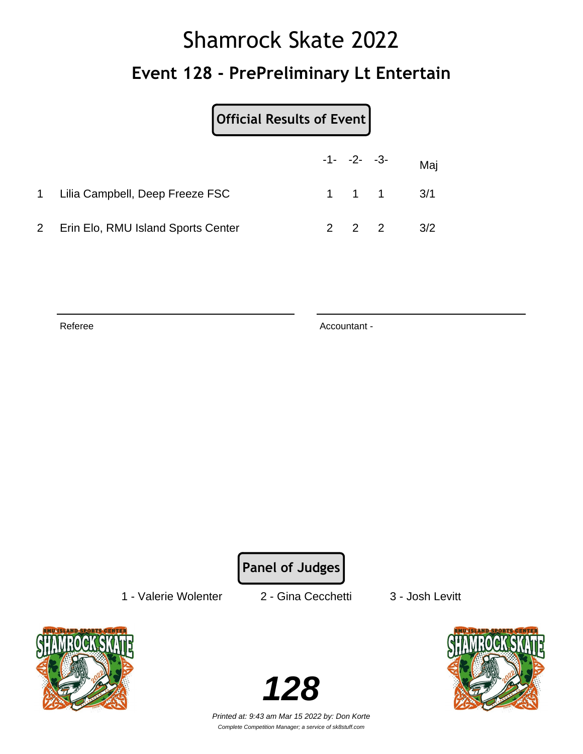# Shamrock Skate 2022

## Event 128 - PrePreliminary Lt Entertain

**Official Results of Event**

| | | -1- | -2- | -3- | Maj |
|---|---|---|---|---|---|
| 1 | Lilia Campbell, Deep Freeze FSC | 1 | 1 | 1 | 3/1 |
| 2 | Erin Elo, RMU Island Sports Center | 2 | 2 | 2 | 3/2 |

Referee

Accountant -

**Panel of Judges**

1 - Valerie Wolenter    2 - Gina Cecchetti    3 - Josh Levitt

**128**

*Printed at: 9:43 am Mar 15 2022 by: Don Korte*

*Complete Competition Manager; a service of sk8stuff.com*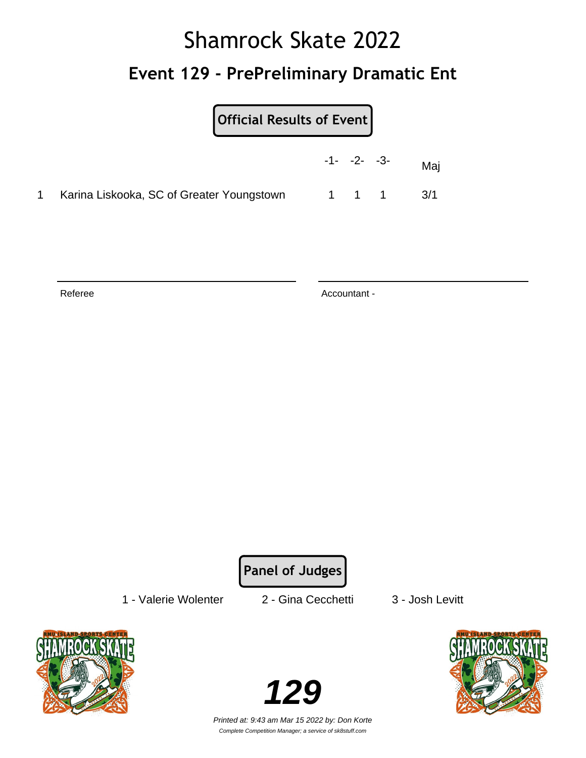# Shamrock Skate 2022

## Event 129 - PrePreliminary Dramatic Ent

**Official Results of Event**

| | | -1- | -2- | -3- | Maj |
|---|---|---|---|---|---|
| 1 | Karina Liskooka, SC of Greater Youngstown | 1 | 1 | 1 | 3/1 |

Referee

Accountant -

**Panel of Judges**

1 - Valerie Wolenter    2 - Gina Cecchetti    3 - Josh Levitt

**129**

*Printed at: 9:43 am Mar 15 2022 by: Don Korte*

*Complete Competition Manager; a service of sk8stuff.com*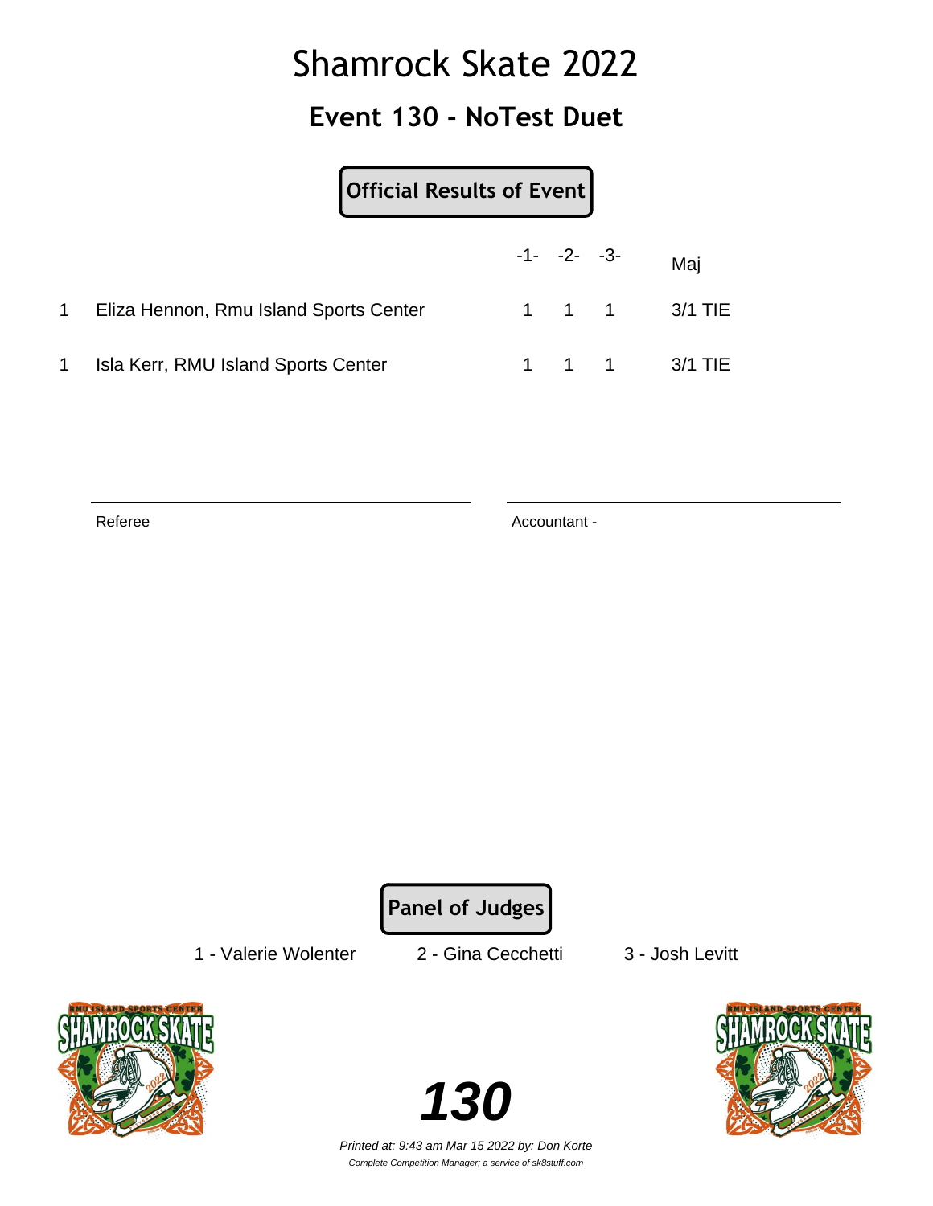# Shamrock Skate 2022

## Event 130 - NoTest Duet

**Official Results of Event**

| | | -1- | -2- | -3- | Maj |
|---|---|---|---|---|---|
| 1 | Eliza Hennon, Rmu Island Sports Center | 1 | 1 | 1 | 3/1 TIE |
| 1 | Isla Kerr, RMU Island Sports Center | 1 | 1 | 1 | 3/1 TIE |

Referee

Accountant -

**Panel of Judges**

1 - Valerie Wolenter    2 - Gina Cecchetti    3 - Josh Levitt

**130**

*Printed at: 9:43 am Mar 15 2022 by: Don Korte*

*Complete Competition Manager; a service of sk8stuff.com*